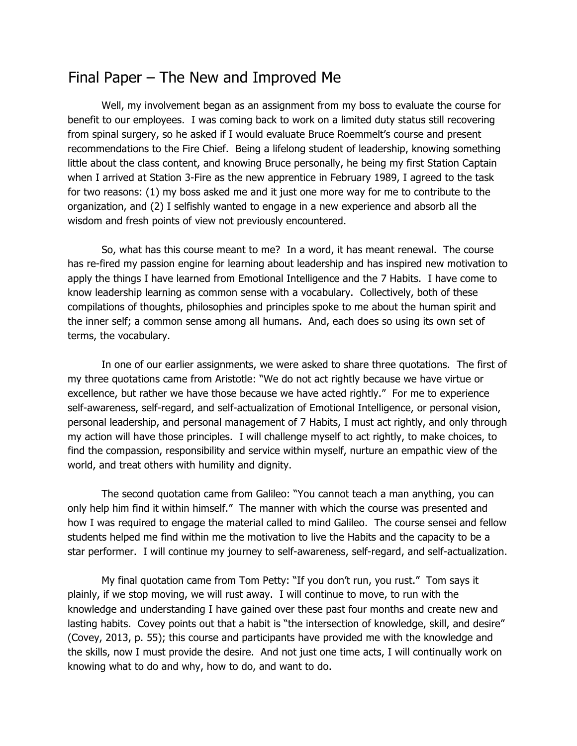# Final Paper – The New and Improved Me

Well, my involvement began as an assignment from my boss to evaluate the course for benefit to our employees. I was coming back to work on a limited duty status still recovering from spinal surgery, so he asked if I would evaluate Bruce Roemmelt's course and present recommendations to the Fire Chief. Being a lifelong student of leadership, knowing something little about the class content, and knowing Bruce personally, he being my first Station Captain when I arrived at Station 3-Fire as the new apprentice in February 1989, I agreed to the task for two reasons: (1) my boss asked me and it just one more way for me to contribute to the organization, and (2) I selfishly wanted to engage in a new experience and absorb all the wisdom and fresh points of view not previously encountered.

So, what has this course meant to me? In a word, it has meant renewal. The course has re-fired my passion engine for learning about leadership and has inspired new motivation to apply the things I have learned from Emotional Intelligence and the 7 Habits. I have come to know leadership learning as common sense with a vocabulary. Collectively, both of these compilations of thoughts, philosophies and principles spoke to me about the human spirit and the inner self; a common sense among all humans. And, each does so using its own set of terms, the vocabulary.

In one of our earlier assignments, we were asked to share three quotations. The first of my three quotations came from Aristotle: "We do not act rightly because we have virtue or excellence, but rather we have those because we have acted rightly." For me to experience self-awareness, self-regard, and self-actualization of Emotional Intelligence, or personal vision, personal leadership, and personal management of 7 Habits, I must act rightly, and only through my action will have those principles. I will challenge myself to act rightly, to make choices, to find the compassion, responsibility and service within myself, nurture an empathic view of the world, and treat others with humility and dignity.

The second quotation came from Galileo: "You cannot teach a man anything, you can only help him find it within himself." The manner with which the course was presented and how I was required to engage the material called to mind Galileo. The course sensei and fellow students helped me find within me the motivation to live the Habits and the capacity to be a star performer. I will continue my journey to self-awareness, self-regard, and self-actualization.

My final quotation came from Tom Petty: "If you don't run, you rust." Tom says it plainly, if we stop moving, we will rust away. I will continue to move, to run with the knowledge and understanding I have gained over these past four months and create new and lasting habits. Covey points out that a habit is "the intersection of knowledge, skill, and desire" (Covey, 2013, p. 55); this course and participants have provided me with the knowledge and the skills, now I must provide the desire. And not just one time acts, I will continually work on knowing what to do and why, how to do, and want to do.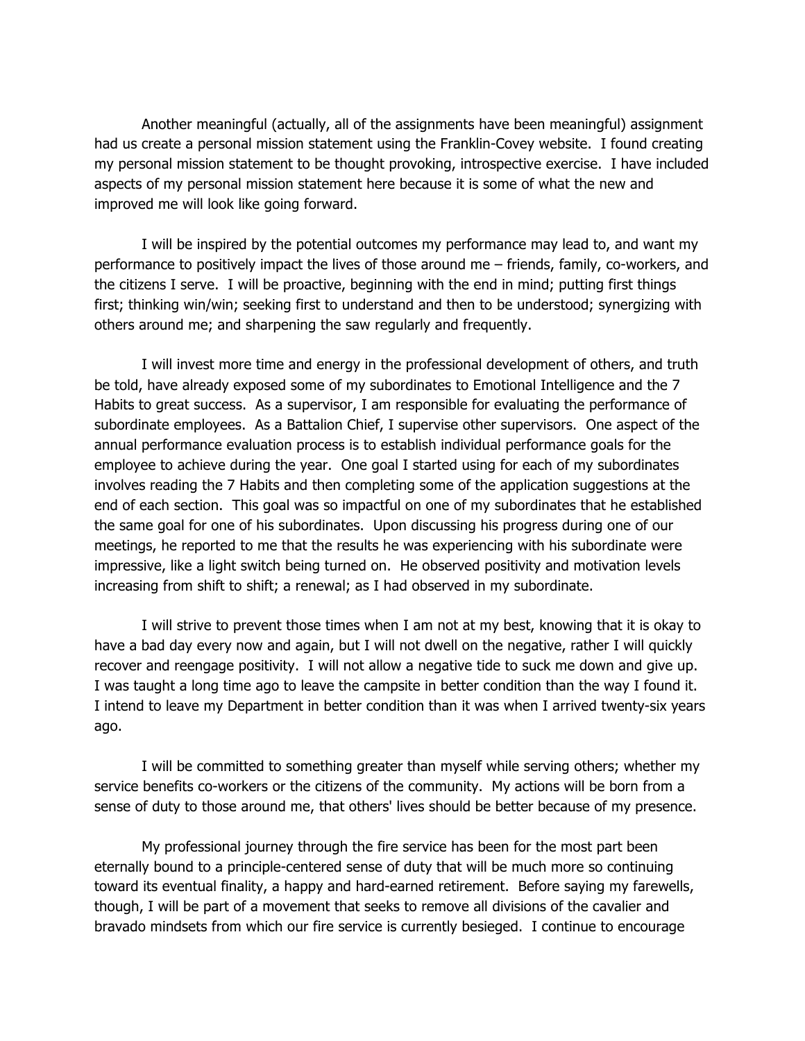Another meaningful (actually, all of the assignments have been meaningful) assignment had us create a personal mission statement using the Franklin-Covey website. I found creating my personal mission statement to be thought provoking, introspective exercise. I have included aspects of my personal mission statement here because it is some of what the new and improved me will look like going forward.

I will be inspired by the potential outcomes my performance may lead to, and want my performance to positively impact the lives of those around me – friends, family, co-workers, and the citizens I serve. I will be proactive, beginning with the end in mind; putting first things first; thinking win/win; seeking first to understand and then to be understood; synergizing with others around me; and sharpening the saw regularly and frequently.

I will invest more time and energy in the professional development of others, and truth be told, have already exposed some of my subordinates to Emotional Intelligence and the 7 Habits to great success. As a supervisor, I am responsible for evaluating the performance of subordinate employees. As a Battalion Chief, I supervise other supervisors. One aspect of the annual performance evaluation process is to establish individual performance goals for the employee to achieve during the year. One goal I started using for each of my subordinates involves reading the 7 Habits and then completing some of the application suggestions at the end of each section. This goal was so impactful on one of my subordinates that he established the same goal for one of his subordinates. Upon discussing his progress during one of our meetings, he reported to me that the results he was experiencing with his subordinate were impressive, like a light switch being turned on. He observed positivity and motivation levels increasing from shift to shift; a renewal; as I had observed in my subordinate.

I will strive to prevent those times when I am not at my best, knowing that it is okay to have a bad day every now and again, but I will not dwell on the negative, rather I will quickly recover and reengage positivity. I will not allow a negative tide to suck me down and give up. I was taught a long time ago to leave the campsite in better condition than the way I found it. I intend to leave my Department in better condition than it was when I arrived twenty-six years ago.

I will be committed to something greater than myself while serving others; whether my service benefits co-workers or the citizens of the community. My actions will be born from a sense of duty to those around me, that others' lives should be better because of my presence.

My professional journey through the fire service has been for the most part been eternally bound to a principle-centered sense of duty that will be much more so continuing toward its eventual finality, a happy and hard-earned retirement. Before saying my farewells, though, I will be part of a movement that seeks to remove all divisions of the cavalier and bravado mindsets from which our fire service is currently besieged. I continue to encourage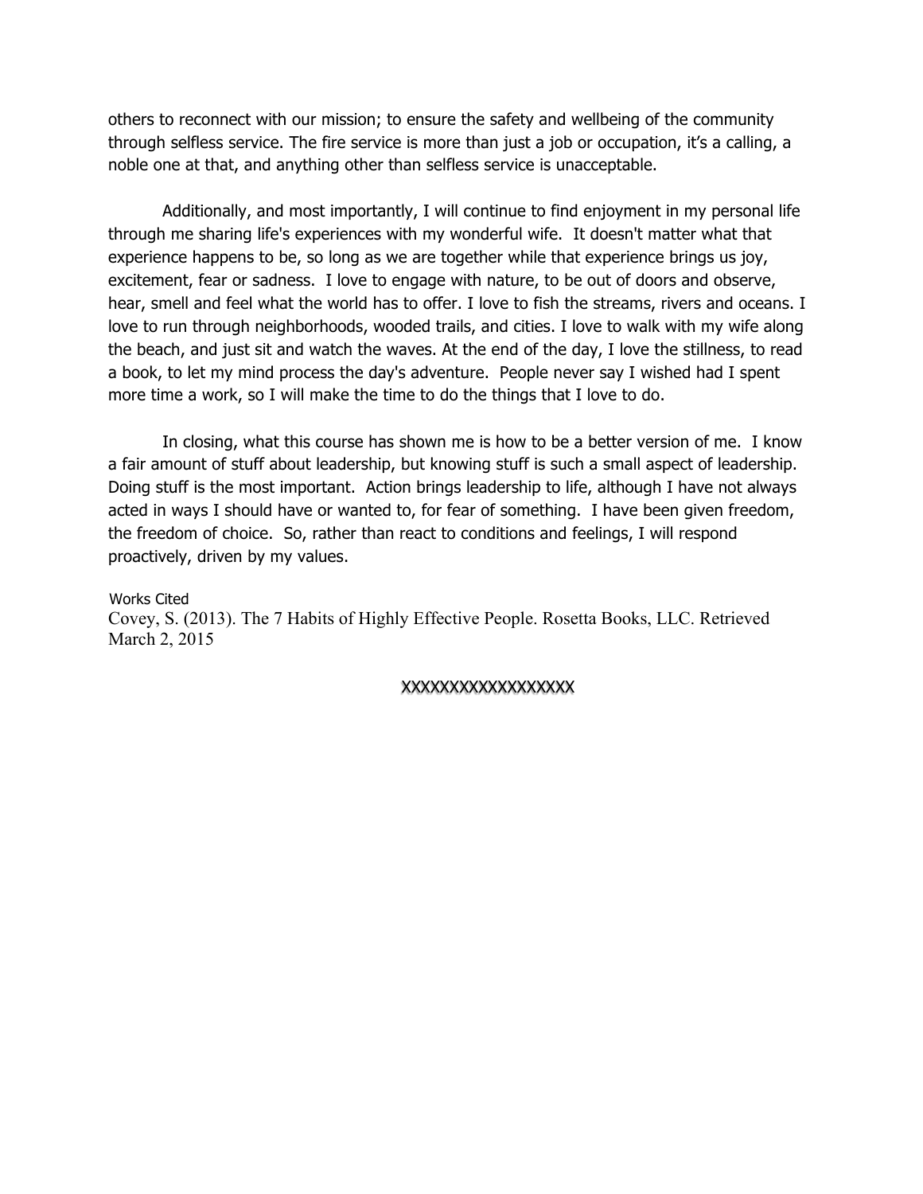others to reconnect with our mission; to ensure the safety and wellbeing of the community through selfless service. The fire service is more than just a job or occupation, it's a calling, a noble one at that, and anything other than selfless service is unacceptable.

Additionally, and most importantly, I will continue to find enjoyment in my personal life through me sharing life's experiences with my wonderful wife. It doesn't matter what that experience happens to be, so long as we are together while that experience brings us joy, excitement, fear or sadness. I love to engage with nature, to be out of doors and observe, hear, smell and feel what the world has to offer. I love to fish the streams, rivers and oceans. I love to run through neighborhoods, wooded trails, and cities. I love to walk with my wife along the beach, and just sit and watch the waves. At the end of the day, I love the stillness, to read a book, to let my mind process the day's adventure. People never say I wished had I spent more time a work, so I will make the time to do the things that I love to do.

In closing, what this course has shown me is how to be a better version of me. I know a fair amount of stuff about leadership, but knowing stuff is such a small aspect of leadership. Doing stuff is the most important. Action brings leadership to life, although I have not always acted in ways I should have or wanted to, for fear of something. I have been given freedom, the freedom of choice. So, rather than react to conditions and feelings, I will respond proactively, driven by my values.

Works Cited

Covey, S. (2013). The 7 Habits of Highly Effective People. Rosetta Books, LLC. Retrieved March 2, 2015

XXXXXXXXXXXXXXXXXX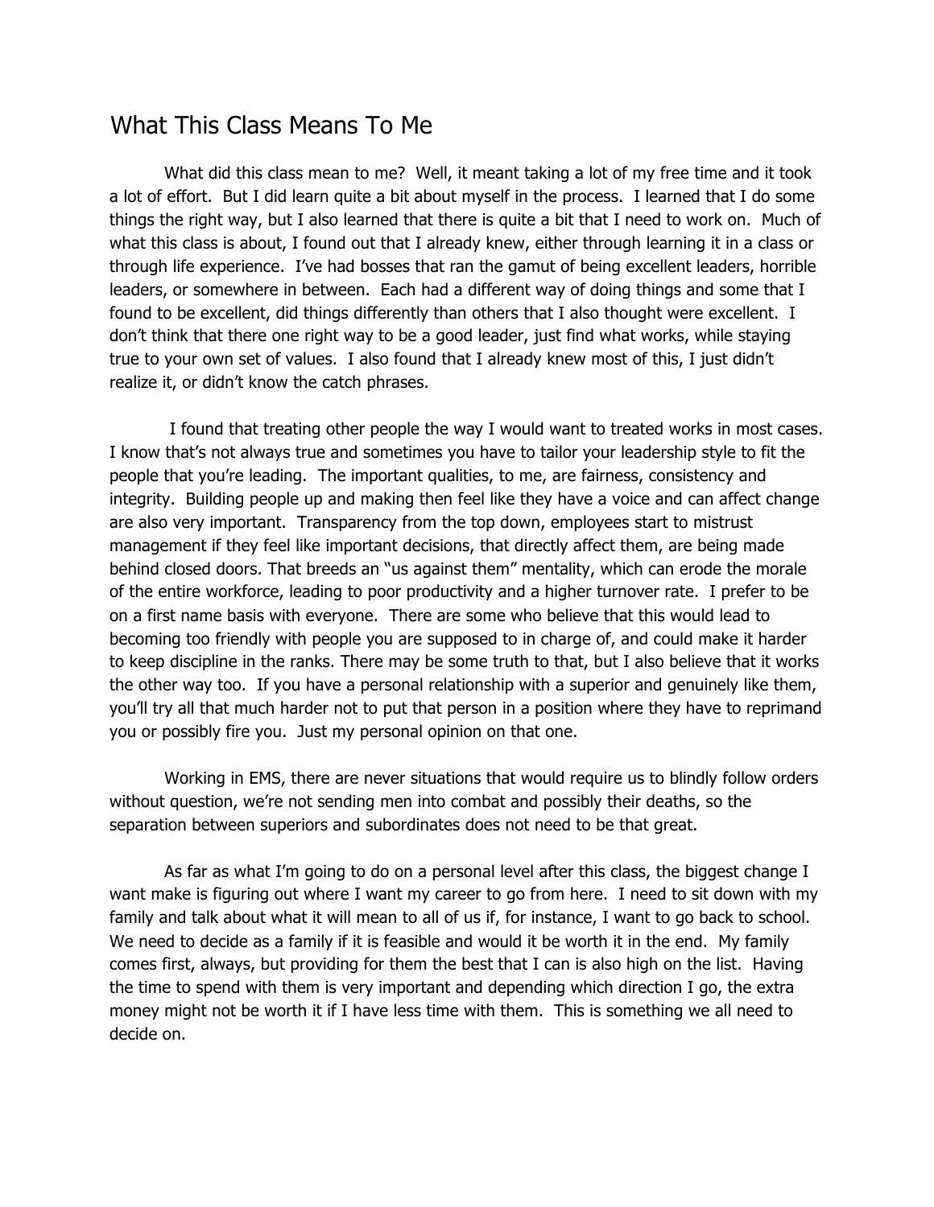# What This Class Means To Me

What did this class mean to me? Well, it meant taking a lot of my free time and it took a lot of effort. But I did learn quite a bit about myself in the process. I learned that I do some things the right way, but I also learned that there is quite a bit that I need to work on. Much of what this class is about, I found out that I already knew, either through learning it in a class or through life experience. I've had bosses that ran the gamut of being excellent leaders, horrible leaders, or somewhere in between. Each had a different way of doing things and some that I found to be excellent, did things differently than others that I also thought were excellent. I don't think that there one right way to be a good leader, just find what works, while staying true to your own set of values. I also found that I already knew most of this, I just didn't realize it, or didn't know the catch phrases.

I found that treating other people the way I would want to treated works in most cases. I know that's not always true and sometimes you have to tailor your leadership style to fit the people that you're leading. The important qualities, to me, are fairness, consistency and integrity. Building people up and making then feel like they have a voice and can affect change are also very important. Transparency from the top down, employees start to mistrust management if they feel like important decisions, that directly affect them, are being made behind closed doors. That breeds an "us against them" mentality, which can erode the morale of the entire workforce, leading to poor productivity and a higher turnover rate. I prefer to be on a first name basis with everyone. There are some who believe that this would lead to becoming too friendly with people you are supposed to in charge of, and could make it harder to keep discipline in the ranks. There may be some truth to that, but I also believe that it works the other way too. If you have a personal relationship with a superior and genuinely like them, you'll try all that much harder not to put that person in a position where they have to reprimand you or possibly fire you. Just my personal opinion on that one.

Working in EMS, there are never situations that would require us to blindly follow orders without question, we're not sending men into combat and possibly their deaths, so the separation between superiors and subordinates does not need to be that great.

As far as what I'm going to do on a personal level after this class, the biggest change I want make is figuring out where I want my career to go from here. I need to sit down with my family and talk about what it will mean to all of us if, for instance, I want to go back to school. We need to decide as a family if it is feasible and would it be worth it in the end. My family comes first, always, but providing for them the best that I can is also high on the list. Having the time to spend with them is very important and depending which direction I go, the extra money might not be worth it if I have less time with them. This is something we all need to decide on.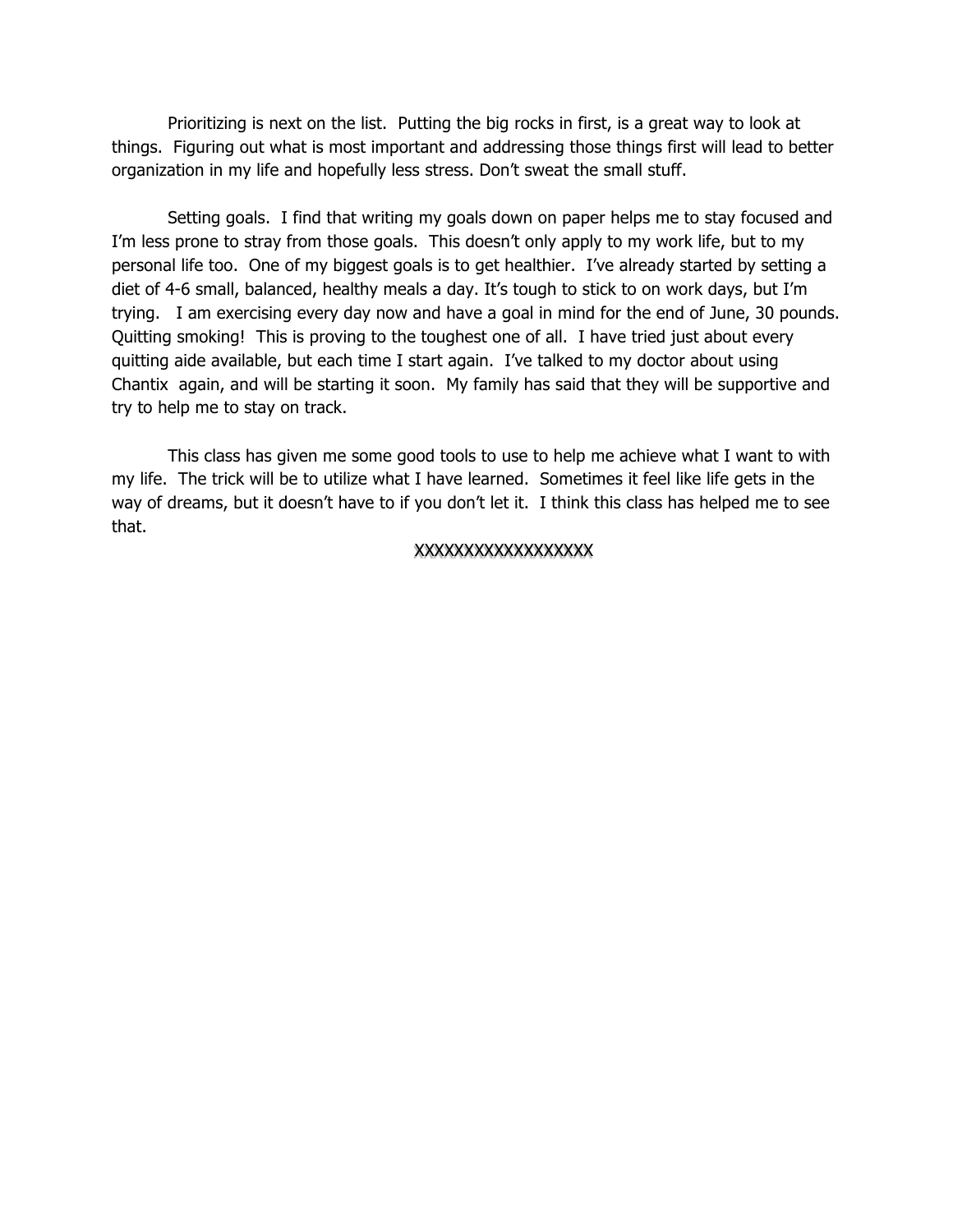Prioritizing is next on the list. Putting the big rocks in first, is a great way to look at things. Figuring out what is most important and addressing those things first will lead to better organization in my life and hopefully less stress. Don't sweat the small stuff.

Setting goals. I find that writing my goals down on paper helps me to stay focused and I'm less prone to stray from those goals. This doesn't only apply to my work life, but to my personal life too. One of my biggest goals is to get healthier. I've already started by setting a diet of 4-6 small, balanced, healthy meals a day. It's tough to stick to on work days, but I'm trying. I am exercising every day now and have a goal in mind for the end of June, 30 pounds. Quitting smoking! This is proving to the toughest one of all. I have tried just about every quitting aide available, but each time I start again. I've talked to my doctor about using Chantix again, and will be starting it soon. My family has said that they will be supportive and try to help me to stay on track.

This class has given me some good tools to use to help me achieve what I want to with my life. The trick will be to utilize what I have learned. Sometimes it feel like life gets in the way of dreams, but it doesn't have to if you don't let it. I think this class has helped me to see that.

XXXXXXXXXXXXXXXXX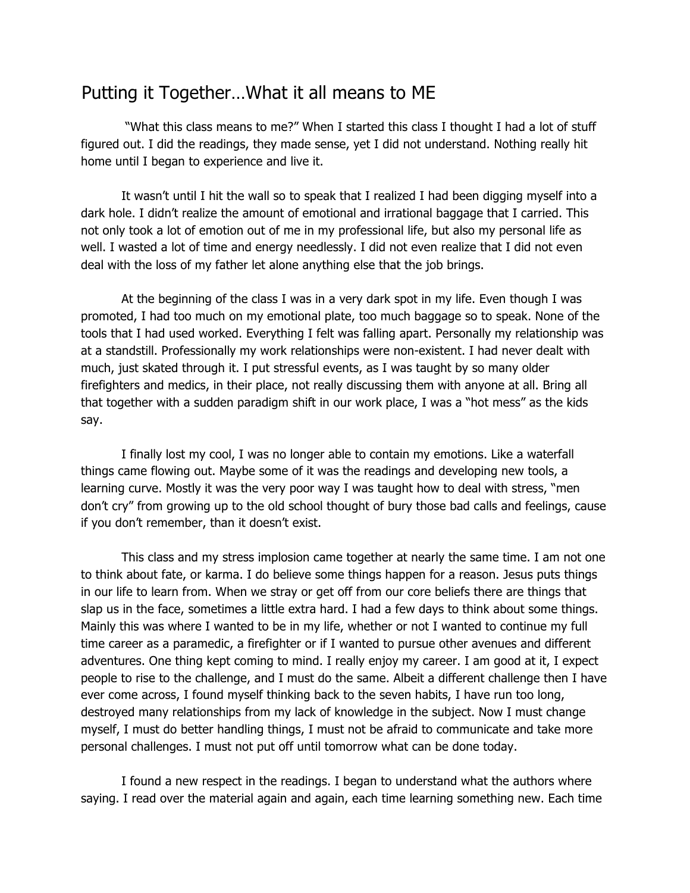# Putting it Together…What it all means to ME

"What this class means to me?" When I started this class I thought I had a lot of stuff figured out. I did the readings, they made sense, yet I did not understand. Nothing really hit home until I began to experience and live it.

It wasn't until I hit the wall so to speak that I realized I had been digging myself into a dark hole. I didn't realize the amount of emotional and irrational baggage that I carried. This not only took a lot of emotion out of me in my professional life, but also my personal life as well. I wasted a lot of time and energy needlessly. I did not even realize that I did not even deal with the loss of my father let alone anything else that the job brings.

At the beginning of the class I was in a very dark spot in my life. Even though I was promoted, I had too much on my emotional plate, too much baggage so to speak. None of the tools that I had used worked. Everything I felt was falling apart. Personally my relationship was at a standstill. Professionally my work relationships were non-existent. I had never dealt with much, just skated through it. I put stressful events, as I was taught by so many older firefighters and medics, in their place, not really discussing them with anyone at all. Bring all that together with a sudden paradigm shift in our work place, I was a "hot mess" as the kids say.

I finally lost my cool, I was no longer able to contain my emotions. Like a waterfall things came flowing out. Maybe some of it was the readings and developing new tools, a learning curve. Mostly it was the very poor way I was taught how to deal with stress, "men don't cry" from growing up to the old school thought of bury those bad calls and feelings, cause if you don't remember, than it doesn't exist.

This class and my stress implosion came together at nearly the same time. I am not one to think about fate, or karma. I do believe some things happen for a reason. Jesus puts things in our life to learn from. When we stray or get off from our core beliefs there are things that slap us in the face, sometimes a little extra hard. I had a few days to think about some things. Mainly this was where I wanted to be in my life, whether or not I wanted to continue my full time career as a paramedic, a firefighter or if I wanted to pursue other avenues and different adventures. One thing kept coming to mind. I really enjoy my career. I am good at it, I expect people to rise to the challenge, and I must do the same. Albeit a different challenge then I have ever come across, I found myself thinking back to the seven habits, I have run too long, destroyed many relationships from my lack of knowledge in the subject. Now I must change myself, I must do better handling things, I must not be afraid to communicate and take more personal challenges. I must not put off until tomorrow what can be done today.

I found a new respect in the readings. I began to understand what the authors where saying. I read over the material again and again, each time learning something new. Each time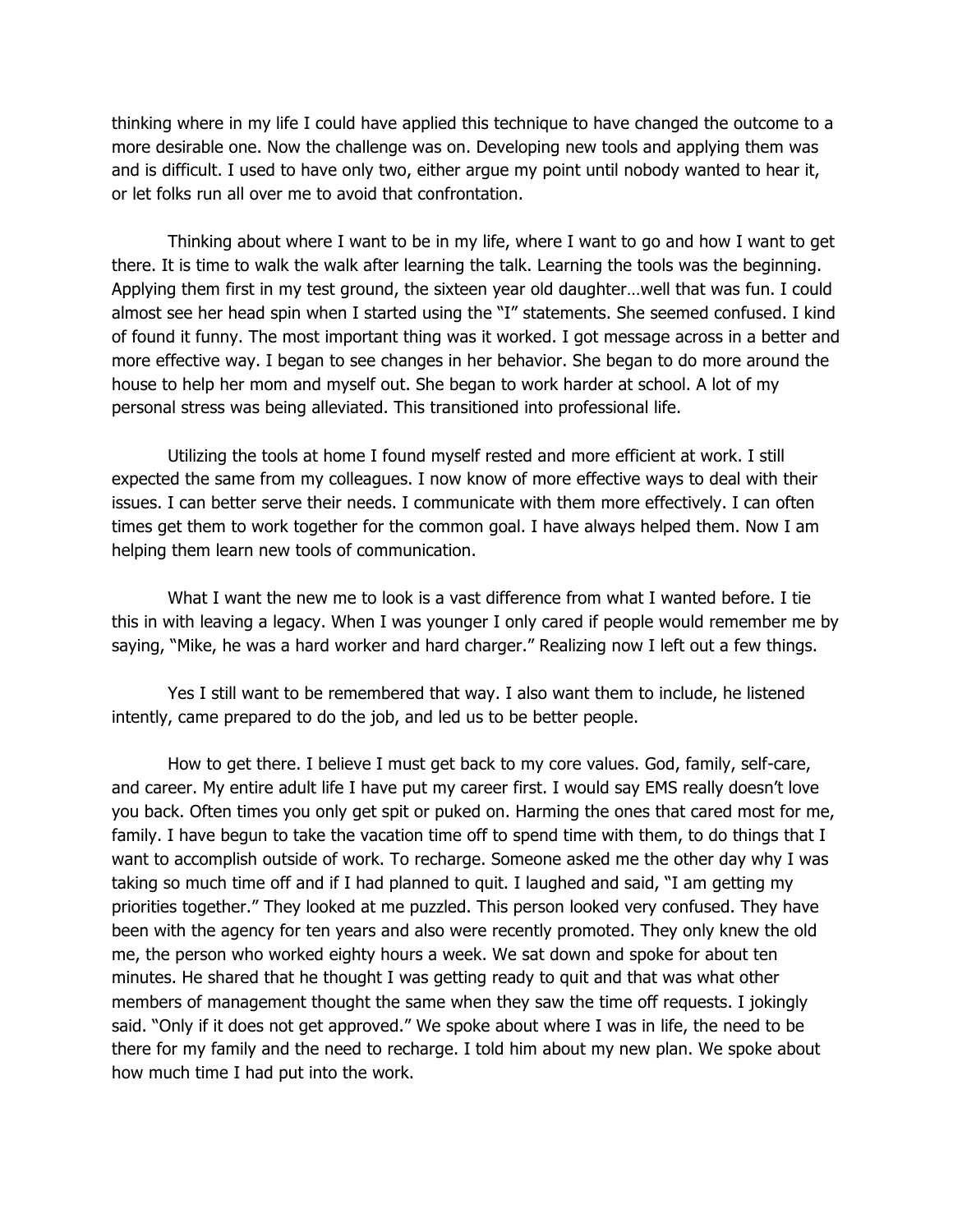thinking where in my life I could have applied this technique to have changed the outcome to a more desirable one. Now the challenge was on. Developing new tools and applying them was and is difficult. I used to have only two, either argue my point until nobody wanted to hear it, or let folks run all over me to avoid that confrontation.

Thinking about where I want to be in my life, where I want to go and how I want to get there. It is time to walk the walk after learning the talk. Learning the tools was the beginning. Applying them first in my test ground, the sixteen year old daughter…well that was fun. I could almost see her head spin when I started using the "I" statements. She seemed confused. I kind of found it funny. The most important thing was it worked. I got message across in a better and more effective way. I began to see changes in her behavior. She began to do more around the house to help her mom and myself out. She began to work harder at school. A lot of my personal stress was being alleviated. This transitioned into professional life.

Utilizing the tools at home I found myself rested and more efficient at work. I still expected the same from my colleagues. I now know of more effective ways to deal with their issues. I can better serve their needs. I communicate with them more effectively. I can often times get them to work together for the common goal. I have always helped them. Now I am helping them learn new tools of communication.

What I want the new me to look is a vast difference from what I wanted before. I tie this in with leaving a legacy. When I was younger I only cared if people would remember me by saying, "Mike, he was a hard worker and hard charger." Realizing now I left out a few things.

Yes I still want to be remembered that way. I also want them to include, he listened intently, came prepared to do the job, and led us to be better people.

How to get there. I believe I must get back to my core values. God, family, self-care, and career. My entire adult life I have put my career first. I would say EMS really doesn't love you back. Often times you only get spit or puked on. Harming the ones that cared most for me, family. I have begun to take the vacation time off to spend time with them, to do things that I want to accomplish outside of work. To recharge. Someone asked me the other day why I was taking so much time off and if I had planned to quit. I laughed and said, "I am getting my priorities together." They looked at me puzzled. This person looked very confused. They have been with the agency for ten years and also were recently promoted. They only knew the old me, the person who worked eighty hours a week. We sat down and spoke for about ten minutes. He shared that he thought I was getting ready to quit and that was what other members of management thought the same when they saw the time off requests. I jokingly said. "Only if it does not get approved." We spoke about where I was in life, the need to be there for my family and the need to recharge. I told him about my new plan. We spoke about how much time I had put into the work.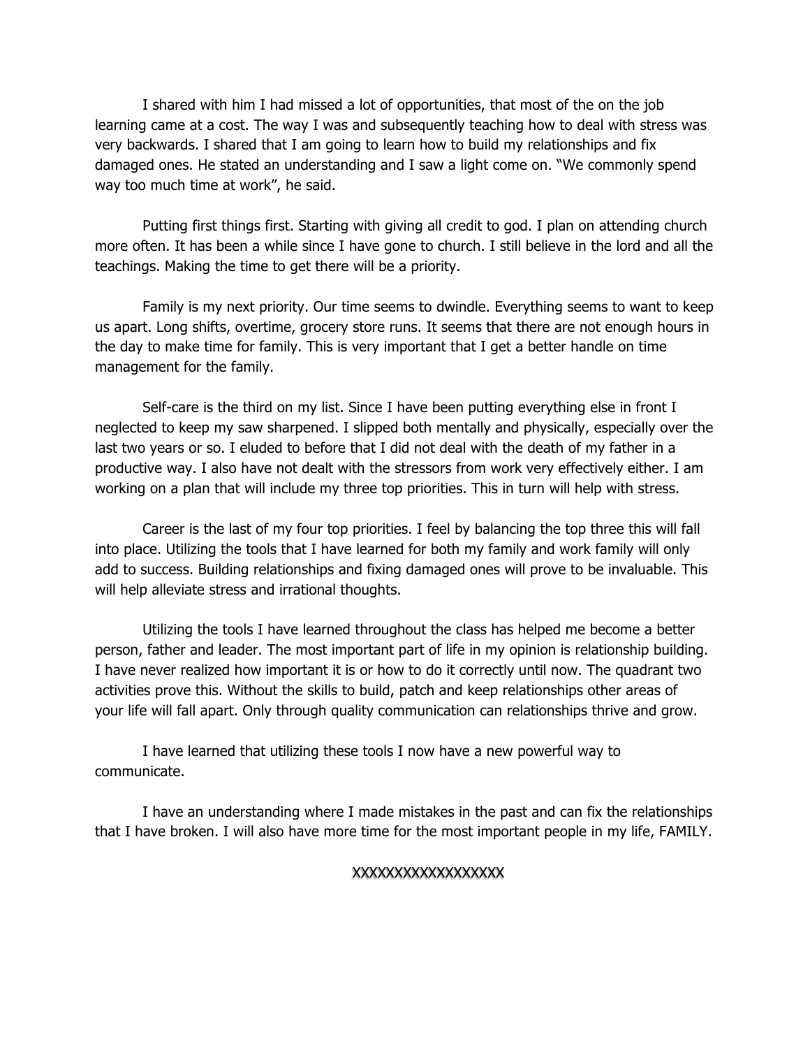I shared with him I had missed a lot of opportunities, that most of the on the job learning came at a cost. The way I was and subsequently teaching how to deal with stress was very backwards. I shared that I am going to learn how to build my relationships and fix damaged ones. He stated an understanding and I saw a light come on. "We commonly spend way too much time at work", he said.

Putting first things first. Starting with giving all credit to god. I plan on attending church more often. It has been a while since I have gone to church. I still believe in the lord and all the teachings. Making the time to get there will be a priority.

Family is my next priority. Our time seems to dwindle. Everything seems to want to keep us apart. Long shifts, overtime, grocery store runs. It seems that there are not enough hours in the day to make time for family. This is very important that I get a better handle on time management for the family.

Self-care is the third on my list. Since I have been putting everything else in front I neglected to keep my saw sharpened. I slipped both mentally and physically, especially over the last two years or so. I eluded to before that I did not deal with the death of my father in a productive way. I also have not dealt with the stressors from work very effectively either. I am working on a plan that will include my three top priorities. This in turn will help with stress.

Career is the last of my four top priorities. I feel by balancing the top three this will fall into place. Utilizing the tools that I have learned for both my family and work family will only add to success. Building relationships and fixing damaged ones will prove to be invaluable. This will help alleviate stress and irrational thoughts.

Utilizing the tools I have learned throughout the class has helped me become a better person, father and leader. The most important part of life in my opinion is relationship building. I have never realized how important it is or how to do it correctly until now. The quadrant two activities prove this. Without the skills to build, patch and keep relationships other areas of your life will fall apart. Only through quality communication can relationships thrive and grow.

I have learned that utilizing these tools I now have a new powerful way to communicate.

I have an understanding where I made mistakes in the past and can fix the relationships that I have broken. I will also have more time for the most important people in my life, FAMILY.

XXXXXXXXXXXXXXXXX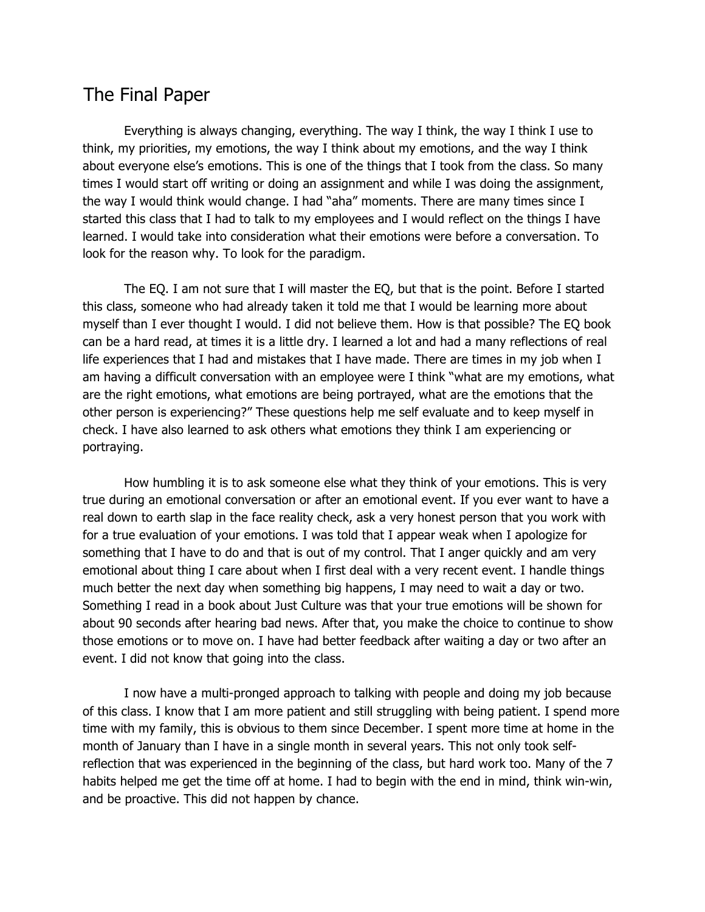## The Final Paper

Everything is always changing, everything. The way I think, the way I think I use to think, my priorities, my emotions, the way I think about my emotions, and the way I think about everyone else's emotions. This is one of the things that I took from the class. So many times I would start off writing or doing an assignment and while I was doing the assignment, the way I would think would change. I had "aha" moments. There are many times since I started this class that I had to talk to my employees and I would reflect on the things I have learned. I would take into consideration what their emotions were before a conversation. To look for the reason why. To look for the paradigm.

The EQ. I am not sure that I will master the EQ, but that is the point. Before I started this class, someone who had already taken it told me that I would be learning more about myself than I ever thought I would. I did not believe them. How is that possible? The EQ book can be a hard read, at times it is a little dry. I learned a lot and had a many reflections of real life experiences that I had and mistakes that I have made. There are times in my job when I am having a difficult conversation with an employee were I think "what are my emotions, what are the right emotions, what emotions are being portrayed, what are the emotions that the other person is experiencing?" These questions help me self evaluate and to keep myself in check. I have also learned to ask others what emotions they think I am experiencing or portraying.

How humbling it is to ask someone else what they think of your emotions. This is very true during an emotional conversation or after an emotional event. If you ever want to have a real down to earth slap in the face reality check, ask a very honest person that you work with for a true evaluation of your emotions. I was told that I appear weak when I apologize for something that I have to do and that is out of my control. That I anger quickly and am very emotional about thing I care about when I first deal with a very recent event. I handle things much better the next day when something big happens, I may need to wait a day or two. Something I read in a book about Just Culture was that your true emotions will be shown for about 90 seconds after hearing bad news. After that, you make the choice to continue to show those emotions or to move on. I have had better feedback after waiting a day or two after an event. I did not know that going into the class.

I now have a multi-pronged approach to talking with people and doing my job because of this class. I know that I am more patient and still struggling with being patient. I spend more time with my family, this is obvious to them since December. I spent more time at home in the month of January than I have in a single month in several years. This not only took self-reflection that was experienced in the beginning of the class, but hard work too. Many of the 7 habits helped me get the time off at home. I had to begin with the end in mind, think win-win, and be proactive. This did not happen by chance.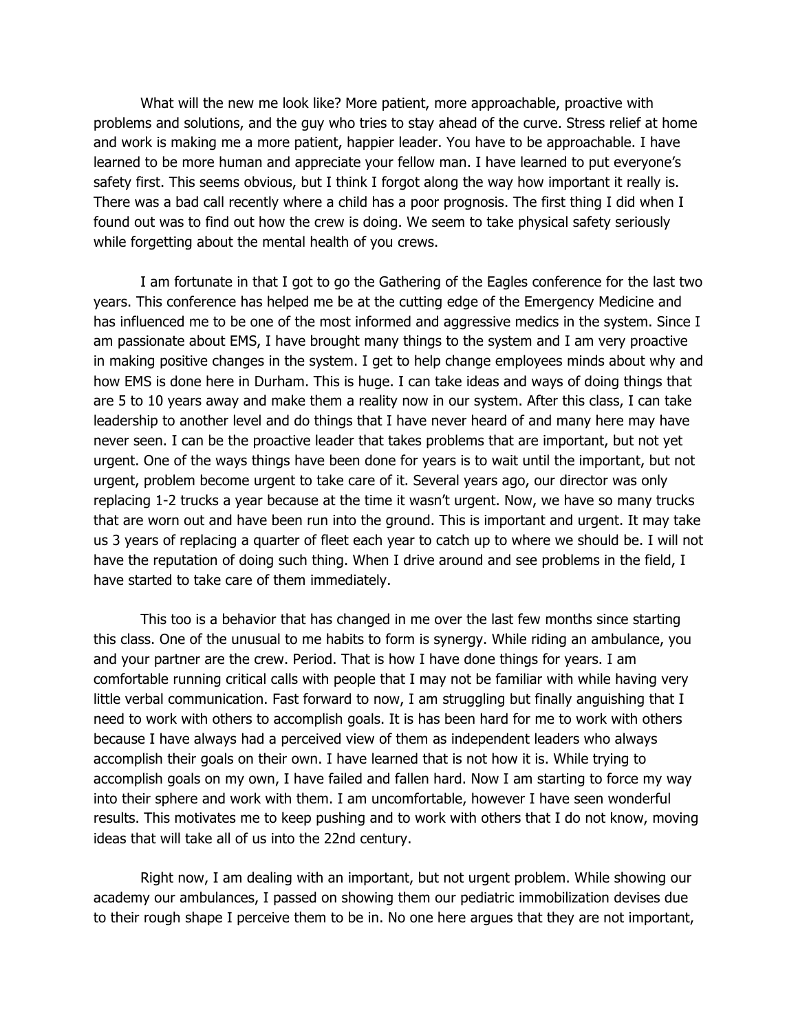What will the new me look like? More patient, more approachable, proactive with problems and solutions, and the guy who tries to stay ahead of the curve. Stress relief at home and work is making me a more patient, happier leader. You have to be approachable. I have learned to be more human and appreciate your fellow man. I have learned to put everyone's safety first. This seems obvious, but I think I forgot along the way how important it really is. There was a bad call recently where a child has a poor prognosis. The first thing I did when I found out was to find out how the crew is doing. We seem to take physical safety seriously while forgetting about the mental health of you crews.

I am fortunate in that I got to go the Gathering of the Eagles conference for the last two years. This conference has helped me be at the cutting edge of the Emergency Medicine and has influenced me to be one of the most informed and aggressive medics in the system. Since I am passionate about EMS, I have brought many things to the system and I am very proactive in making positive changes in the system. I get to help change employees minds about why and how EMS is done here in Durham. This is huge. I can take ideas and ways of doing things that are 5 to 10 years away and make them a reality now in our system. After this class, I can take leadership to another level and do things that I have never heard of and many here may have never seen. I can be the proactive leader that takes problems that are important, but not yet urgent. One of the ways things have been done for years is to wait until the important, but not urgent, problem become urgent to take care of it. Several years ago, our director was only replacing 1-2 trucks a year because at the time it wasn't urgent. Now, we have so many trucks that are worn out and have been run into the ground. This is important and urgent. It may take us 3 years of replacing a quarter of fleet each year to catch up to where we should be. I will not have the reputation of doing such thing. When I drive around and see problems in the field, I have started to take care of them immediately.

This too is a behavior that has changed in me over the last few months since starting this class. One of the unusual to me habits to form is synergy. While riding an ambulance, you and your partner are the crew. Period. That is how I have done things for years. I am comfortable running critical calls with people that I may not be familiar with while having very little verbal communication. Fast forward to now, I am struggling but finally anguishing that I need to work with others to accomplish goals. It is has been hard for me to work with others because I have always had a perceived view of them as independent leaders who always accomplish their goals on their own. I have learned that is not how it is. While trying to accomplish goals on my own, I have failed and fallen hard. Now I am starting to force my way into their sphere and work with them. I am uncomfortable, however I have seen wonderful results. This motivates me to keep pushing and to work with others that I do not know, moving ideas that will take all of us into the 22nd century.

Right now, I am dealing with an important, but not urgent problem. While showing our academy our ambulances, I passed on showing them our pediatric immobilization devises due to their rough shape I perceive them to be in. No one here argues that they are not important,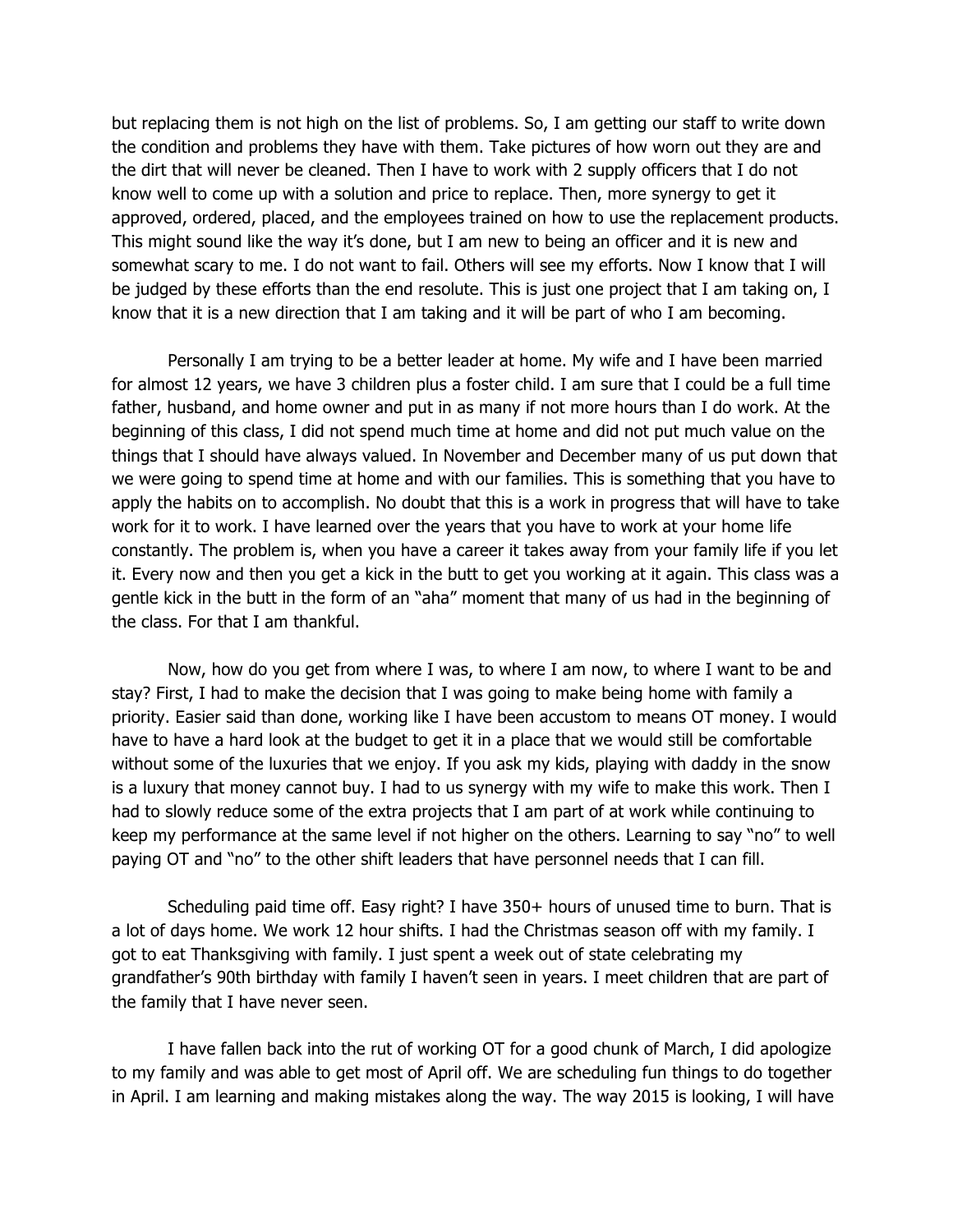but replacing them is not high on the list of problems. So, I am getting our staff to write down the condition and problems they have with them. Take pictures of how worn out they are and the dirt that will never be cleaned. Then I have to work with 2 supply officers that I do not know well to come up with a solution and price to replace. Then, more synergy to get it approved, ordered, placed, and the employees trained on how to use the replacement products. This might sound like the way it's done, but I am new to being an officer and it is new and somewhat scary to me. I do not want to fail. Others will see my efforts. Now I know that I will be judged by these efforts than the end resolute. This is just one project that I am taking on, I know that it is a new direction that I am taking and it will be part of who I am becoming.

Personally I am trying to be a better leader at home. My wife and I have been married for almost 12 years, we have 3 children plus a foster child. I am sure that I could be a full time father, husband, and home owner and put in as many if not more hours than I do work. At the beginning of this class, I did not spend much time at home and did not put much value on the things that I should have always valued. In November and December many of us put down that we were going to spend time at home and with our families. This is something that you have to apply the habits on to accomplish. No doubt that this is a work in progress that will have to take work for it to work. I have learned over the years that you have to work at your home life constantly. The problem is, when you have a career it takes away from your family life if you let it. Every now and then you get a kick in the butt to get you working at it again. This class was a gentle kick in the butt in the form of an "aha" moment that many of us had in the beginning of the class. For that I am thankful.

Now, how do you get from where I was, to where I am now, to where I want to be and stay? First, I had to make the decision that I was going to make being home with family a priority. Easier said than done, working like I have been accustom to means OT money. I would have to have a hard look at the budget to get it in a place that we would still be comfortable without some of the luxuries that we enjoy. If you ask my kids, playing with daddy in the snow is a luxury that money cannot buy. I had to us synergy with my wife to make this work. Then I had to slowly reduce some of the extra projects that I am part of at work while continuing to keep my performance at the same level if not higher on the others. Learning to say "no" to well paying OT and "no" to the other shift leaders that have personnel needs that I can fill.

Scheduling paid time off. Easy right? I have 350+ hours of unused time to burn. That is a lot of days home. We work 12 hour shifts. I had the Christmas season off with my family. I got to eat Thanksgiving with family. I just spent a week out of state celebrating my grandfather's 90th birthday with family I haven't seen in years. I meet children that are part of the family that I have never seen.

I have fallen back into the rut of working OT for a good chunk of March, I did apologize to my family and was able to get most of April off. We are scheduling fun things to do together in April. I am learning and making mistakes along the way. The way 2015 is looking, I will have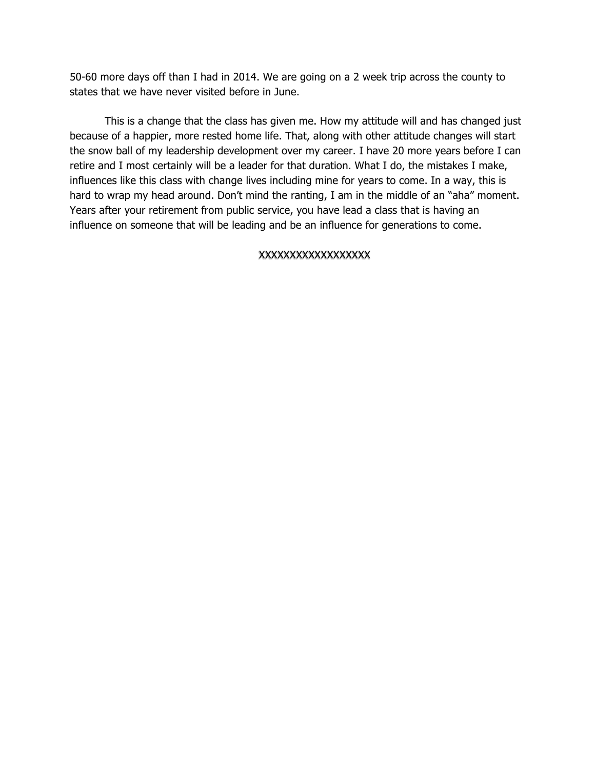50-60 more days off than I had in 2014. We are going on a 2 week trip across the county to states that we have never visited before in June.

This is a change that the class has given me. How my attitude will and has changed just because of a happier, more rested home life. That, along with other attitude changes will start the snow ball of my leadership development over my career. I have 20 more years before I can retire and I most certainly will be a leader for that duration. What I do, the mistakes I make, influences like this class with change lives including mine for years to come. In a way, this is hard to wrap my head around. Don't mind the ranting, I am in the middle of an "aha" moment. Years after your retirement from public service, you have lead a class that is having an influence on someone that will be leading and be an influence for generations to come.

XXXXXXXXXXXXXXXXXX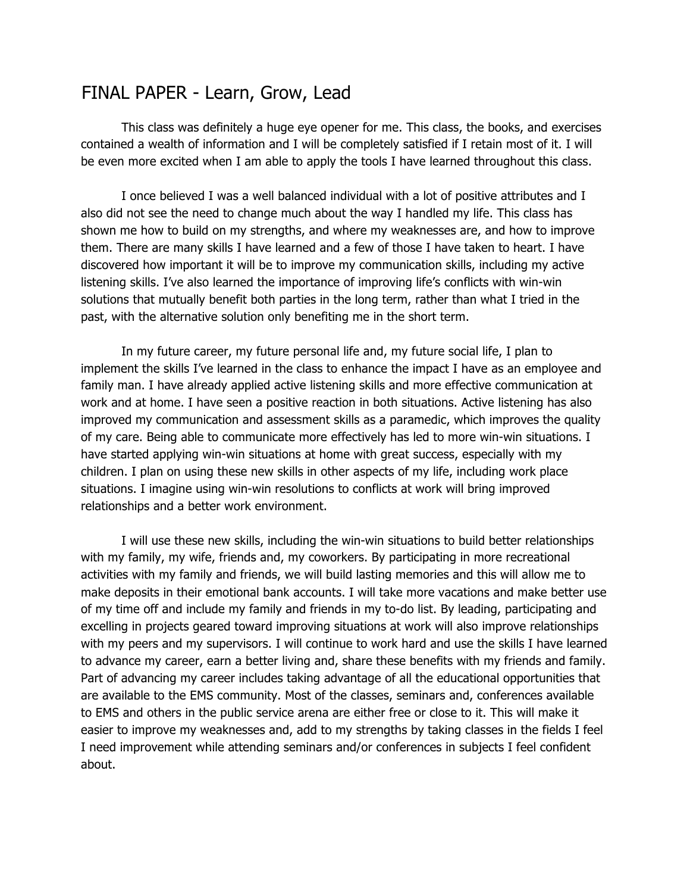# FINAL PAPER - Learn, Grow, Lead

This class was definitely a huge eye opener for me. This class, the books, and exercises contained a wealth of information and I will be completely satisfied if I retain most of it. I will be even more excited when I am able to apply the tools I have learned throughout this class.

I once believed I was a well balanced individual with a lot of positive attributes and I also did not see the need to change much about the way I handled my life. This class has shown me how to build on my strengths, and where my weaknesses are, and how to improve them. There are many skills I have learned and a few of those I have taken to heart. I have discovered how important it will be to improve my communication skills, including my active listening skills. I've also learned the importance of improving life's conflicts with win-win solutions that mutually benefit both parties in the long term, rather than what I tried in the past, with the alternative solution only benefiting me in the short term.

In my future career, my future personal life and, my future social life, I plan to implement the skills I've learned in the class to enhance the impact I have as an employee and family man. I have already applied active listening skills and more effective communication at work and at home. I have seen a positive reaction in both situations. Active listening has also improved my communication and assessment skills as a paramedic, which improves the quality of my care. Being able to communicate more effectively has led to more win-win situations. I have started applying win-win situations at home with great success, especially with my children. I plan on using these new skills in other aspects of my life, including work place situations. I imagine using win-win resolutions to conflicts at work will bring improved relationships and a better work environment.

I will use these new skills, including the win-win situations to build better relationships with my family, my wife, friends and, my coworkers. By participating in more recreational activities with my family and friends, we will build lasting memories and this will allow me to make deposits in their emotional bank accounts. I will take more vacations and make better use of my time off and include my family and friends in my to-do list. By leading, participating and excelling in projects geared toward improving situations at work will also improve relationships with my peers and my supervisors. I will continue to work hard and use the skills I have learned to advance my career, earn a better living and, share these benefits with my friends and family. Part of advancing my career includes taking advantage of all the educational opportunities that are available to the EMS community. Most of the classes, seminars and, conferences available to EMS and others in the public service arena are either free or close to it. This will make it easier to improve my weaknesses and, add to my strengths by taking classes in the fields I feel I need improvement while attending seminars and/or conferences in subjects I feel confident about.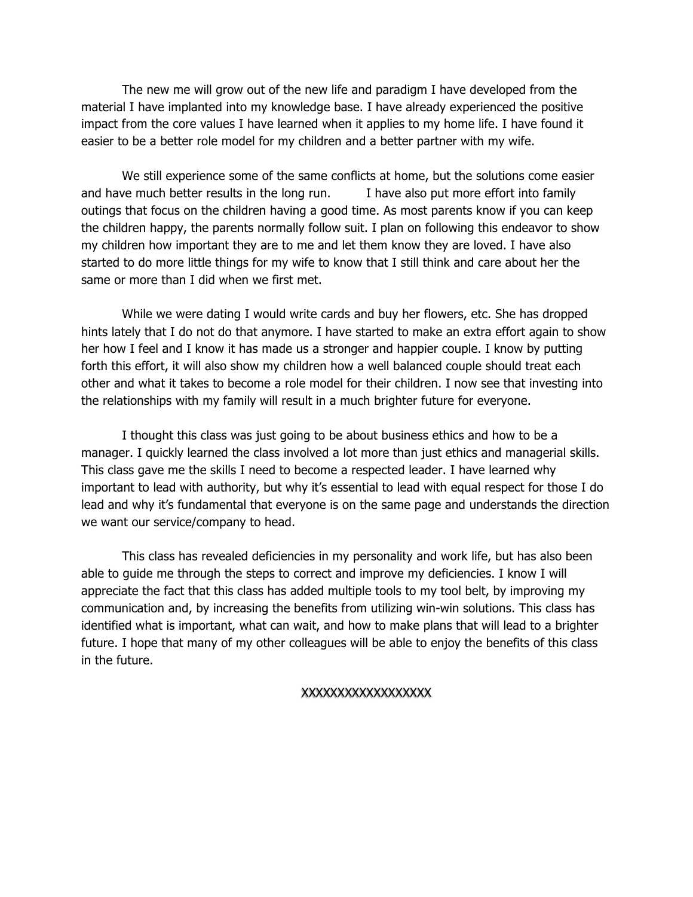The new me will grow out of the new life and paradigm I have developed from the material I have implanted into my knowledge base. I have already experienced the positive impact from the core values I have learned when it applies to my home life. I have found it easier to be a better role model for my children and a better partner with my wife.

We still experience some of the same conflicts at home, but the solutions come easier and have much better results in the long run. I have also put more effort into family outings that focus on the children having a good time. As most parents know if you can keep the children happy, the parents normally follow suit. I plan on following this endeavor to show my children how important they are to me and let them know they are loved. I have also started to do more little things for my wife to know that I still think and care about her the same or more than I did when we first met.

While we were dating I would write cards and buy her flowers, etc. She has dropped hints lately that I do not do that anymore. I have started to make an extra effort again to show her how I feel and I know it has made us a stronger and happier couple. I know by putting forth this effort, it will also show my children how a well balanced couple should treat each other and what it takes to become a role model for their children. I now see that investing into the relationships with my family will result in a much brighter future for everyone.

I thought this class was just going to be about business ethics and how to be a manager. I quickly learned the class involved a lot more than just ethics and managerial skills. This class gave me the skills I need to become a respected leader. I have learned why important to lead with authority, but why it's essential to lead with equal respect for those I do lead and why it's fundamental that everyone is on the same page and understands the direction we want our service/company to head.

This class has revealed deficiencies in my personality and work life, but has also been able to guide me through the steps to correct and improve my deficiencies. I know I will appreciate the fact that this class has added multiple tools to my tool belt, by improving my communication and, by increasing the benefits from utilizing win-win solutions. This class has identified what is important, what can wait, and how to make plans that will lead to a brighter future. I hope that many of my other colleagues will be able to enjoy the benefits of this class in the future.

XXXXXXXXXXXXXXXXX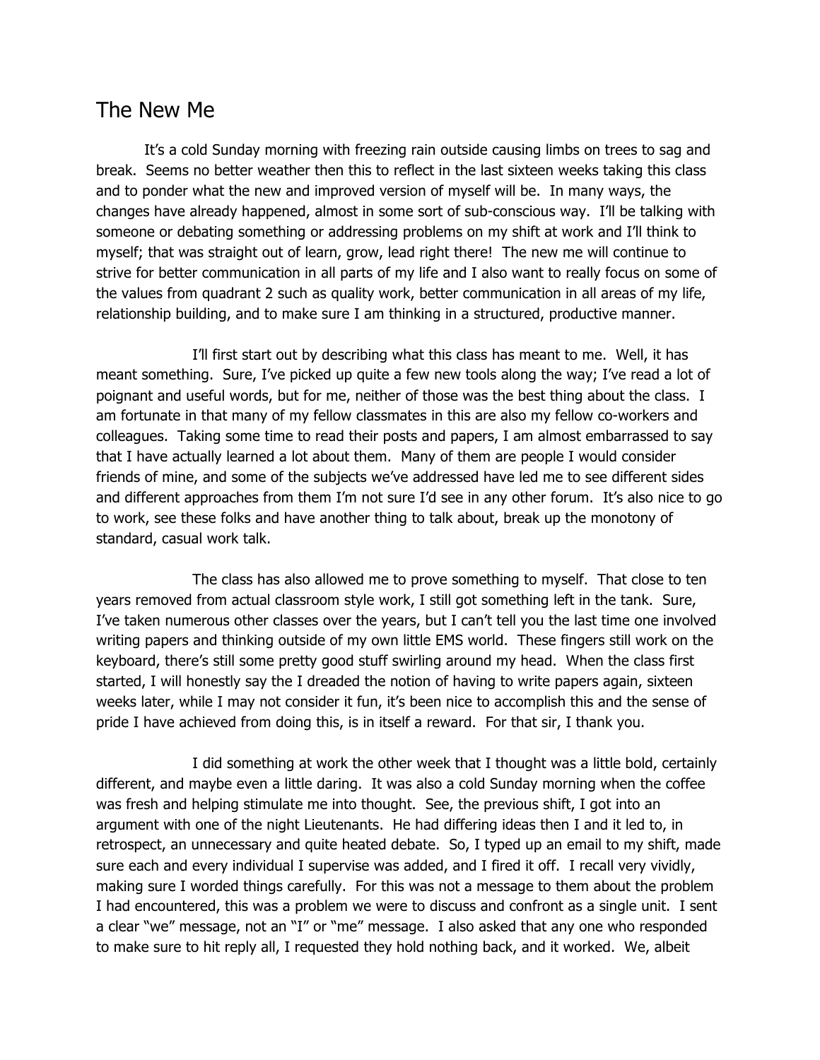# The New Me

It's a cold Sunday morning with freezing rain outside causing limbs on trees to sag and break. Seems no better weather then this to reflect in the last sixteen weeks taking this class and to ponder what the new and improved version of myself will be. In many ways, the changes have already happened, almost in some sort of sub-conscious way. I'll be talking with someone or debating something or addressing problems on my shift at work and I'll think to myself; that was straight out of learn, grow, lead right there! The new me will continue to strive for better communication in all parts of my life and I also want to really focus on some of the values from quadrant 2 such as quality work, better communication in all areas of my life, relationship building, and to make sure I am thinking in a structured, productive manner.

I'll first start out by describing what this class has meant to me. Well, it has meant something. Sure, I've picked up quite a few new tools along the way; I've read a lot of poignant and useful words, but for me, neither of those was the best thing about the class. I am fortunate in that many of my fellow classmates in this are also my fellow co-workers and colleagues. Taking some time to read their posts and papers, I am almost embarrassed to say that I have actually learned a lot about them. Many of them are people I would consider friends of mine, and some of the subjects we've addressed have led me to see different sides and different approaches from them I'm not sure I'd see in any other forum. It's also nice to go to work, see these folks and have another thing to talk about, break up the monotony of standard, casual work talk.

The class has also allowed me to prove something to myself. That close to ten years removed from actual classroom style work, I still got something left in the tank. Sure, I've taken numerous other classes over the years, but I can't tell you the last time one involved writing papers and thinking outside of my own little EMS world. These fingers still work on the keyboard, there's still some pretty good stuff swirling around my head. When the class first started, I will honestly say the I dreaded the notion of having to write papers again, sixteen weeks later, while I may not consider it fun, it's been nice to accomplish this and the sense of pride I have achieved from doing this, is in itself a reward. For that sir, I thank you.

I did something at work the other week that I thought was a little bold, certainly different, and maybe even a little daring. It was also a cold Sunday morning when the coffee was fresh and helping stimulate me into thought. See, the previous shift, I got into an argument with one of the night Lieutenants. He had differing ideas then I and it led to, in retrospect, an unnecessary and quite heated debate. So, I typed up an email to my shift, made sure each and every individual I supervise was added, and I fired it off. I recall very vividly, making sure I worded things carefully. For this was not a message to them about the problem I had encountered, this was a problem we were to discuss and confront as a single unit. I sent a clear "we" message, not an "I" or "me" message. I also asked that any one who responded to make sure to hit reply all, I requested they hold nothing back, and it worked. We, albeit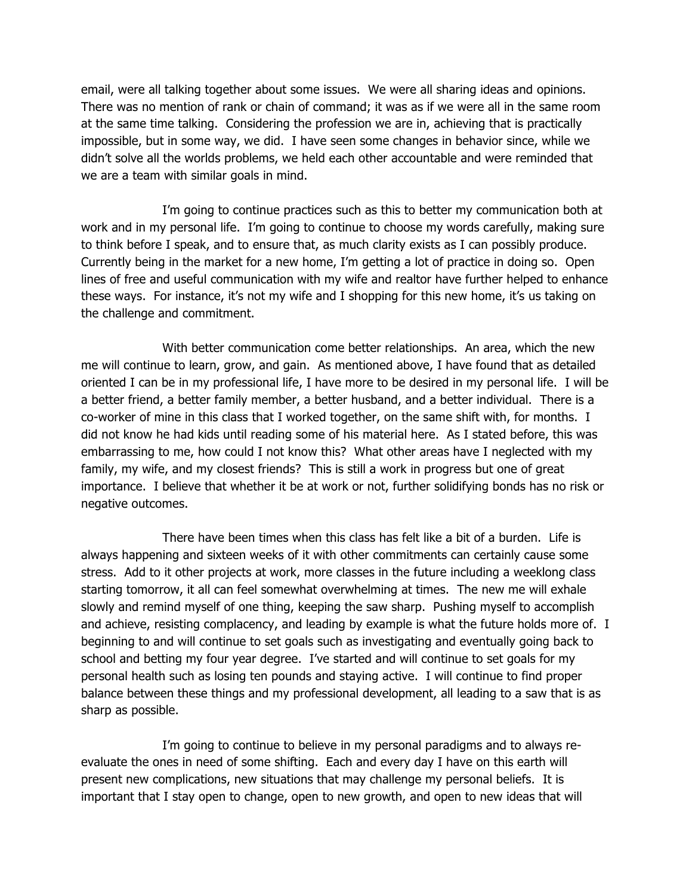email, were all talking together about some issues. We were all sharing ideas and opinions. There was no mention of rank or chain of command; it was as if we were all in the same room at the same time talking. Considering the profession we are in, achieving that is practically impossible, but in some way, we did. I have seen some changes in behavior since, while we didn't solve all the worlds problems, we held each other accountable and were reminded that we are a team with similar goals in mind.

I'm going to continue practices such as this to better my communication both at work and in my personal life. I'm going to continue to choose my words carefully, making sure to think before I speak, and to ensure that, as much clarity exists as I can possibly produce. Currently being in the market for a new home, I'm getting a lot of practice in doing so. Open lines of free and useful communication with my wife and realtor have further helped to enhance these ways. For instance, it's not my wife and I shopping for this new home, it's us taking on the challenge and commitment.

With better communication come better relationships. An area, which the new me will continue to learn, grow, and gain. As mentioned above, I have found that as detailed oriented I can be in my professional life, I have more to be desired in my personal life. I will be a better friend, a better family member, a better husband, and a better individual. There is a co-worker of mine in this class that I worked together, on the same shift with, for months. I did not know he had kids until reading some of his material here. As I stated before, this was embarrassing to me, how could I not know this? What other areas have I neglected with my family, my wife, and my closest friends? This is still a work in progress but one of great importance. I believe that whether it be at work or not, further solidifying bonds has no risk or negative outcomes.

There have been times when this class has felt like a bit of a burden. Life is always happening and sixteen weeks of it with other commitments can certainly cause some stress. Add to it other projects at work, more classes in the future including a weeklong class starting tomorrow, it all can feel somewhat overwhelming at times. The new me will exhale slowly and remind myself of one thing, keeping the saw sharp. Pushing myself to accomplish and achieve, resisting complacency, and leading by example is what the future holds more of. I beginning to and will continue to set goals such as investigating and eventually going back to school and betting my four year degree. I've started and will continue to set goals for my personal health such as losing ten pounds and staying active. I will continue to find proper balance between these things and my professional development, all leading to a saw that is as sharp as possible.

I'm going to continue to believe in my personal paradigms and to always re-evaluate the ones in need of some shifting. Each and every day I have on this earth will present new complications, new situations that may challenge my personal beliefs. It is important that I stay open to change, open to new growth, and open to new ideas that will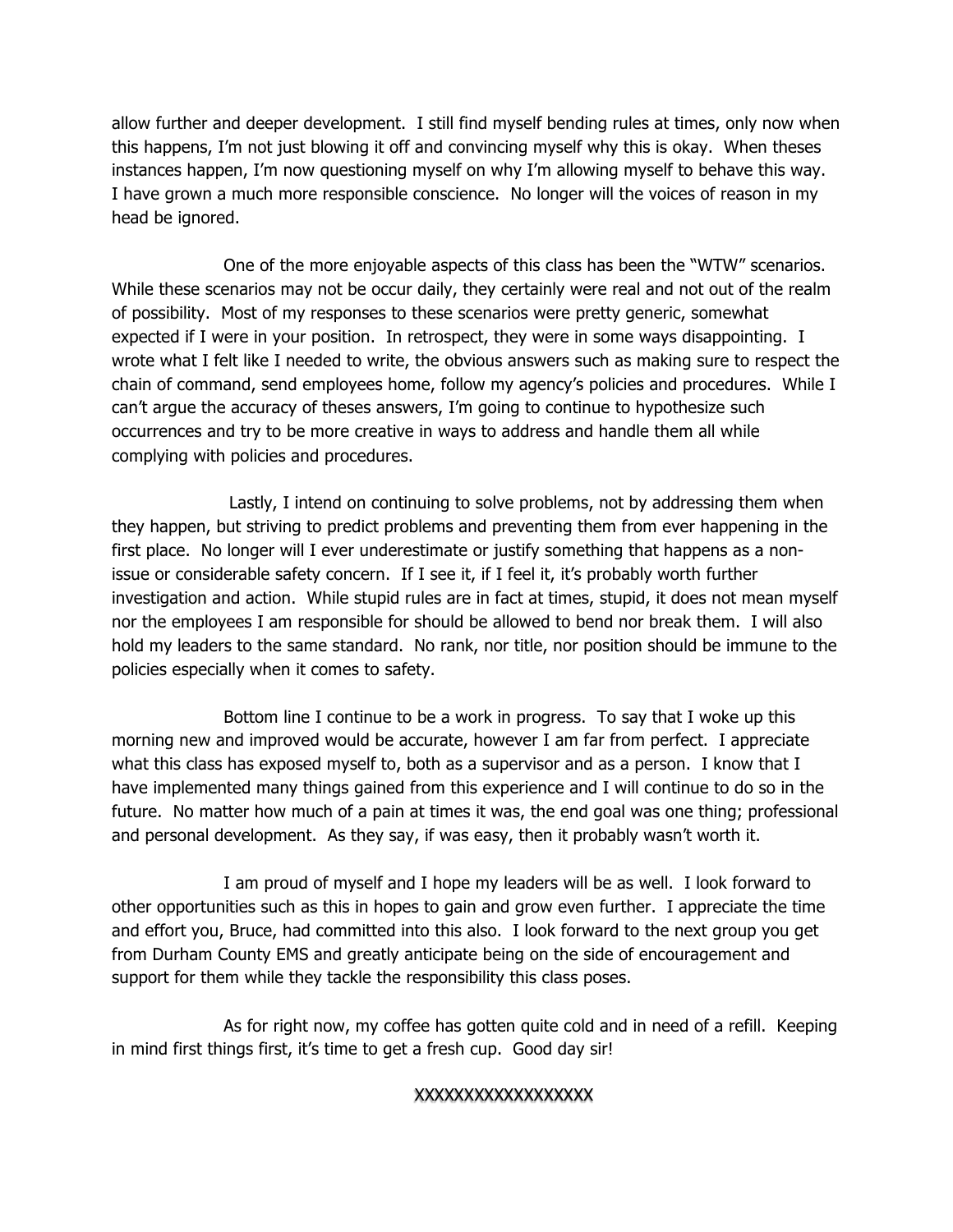allow further and deeper development. I still find myself bending rules at times, only now when this happens, I'm not just blowing it off and convincing myself why this is okay. When theses instances happen, I'm now questioning myself on why I'm allowing myself to behave this way. I have grown a much more responsible conscience. No longer will the voices of reason in my head be ignored.

One of the more enjoyable aspects of this class has been the "WTW" scenarios. While these scenarios may not be occur daily, they certainly were real and not out of the realm of possibility. Most of my responses to these scenarios were pretty generic, somewhat expected if I were in your position. In retrospect, they were in some ways disappointing. I wrote what I felt like I needed to write, the obvious answers such as making sure to respect the chain of command, send employees home, follow my agency's policies and procedures. While I can't argue the accuracy of theses answers, I'm going to continue to hypothesize such occurrences and try to be more creative in ways to address and handle them all while complying with policies and procedures.

Lastly, I intend on continuing to solve problems, not by addressing them when they happen, but striving to predict problems and preventing them from ever happening in the first place. No longer will I ever underestimate or justify something that happens as a non-issue or considerable safety concern. If I see it, if I feel it, it's probably worth further investigation and action. While stupid rules are in fact at times, stupid, it does not mean myself nor the employees I am responsible for should be allowed to bend nor break them. I will also hold my leaders to the same standard. No rank, nor title, nor position should be immune to the policies especially when it comes to safety.

Bottom line I continue to be a work in progress. To say that I woke up this morning new and improved would be accurate, however I am far from perfect. I appreciate what this class has exposed myself to, both as a supervisor and as a person. I know that I have implemented many things gained from this experience and I will continue to do so in the future. No matter how much of a pain at times it was, the end goal was one thing; professional and personal development. As they say, if was easy, then it probably wasn't worth it.

I am proud of myself and I hope my leaders will be as well. I look forward to other opportunities such as this in hopes to gain and grow even further. I appreciate the time and effort you, Bruce, had committed into this also. I look forward to the next group you get from Durham County EMS and greatly anticipate being on the side of encouragement and support for them while they tackle the responsibility this class poses.

As for right now, my coffee has gotten quite cold and in need of a refill. Keeping in mind first things first, it's time to get a fresh cup. Good day sir!

XXXXXXXXXXXXXXXXX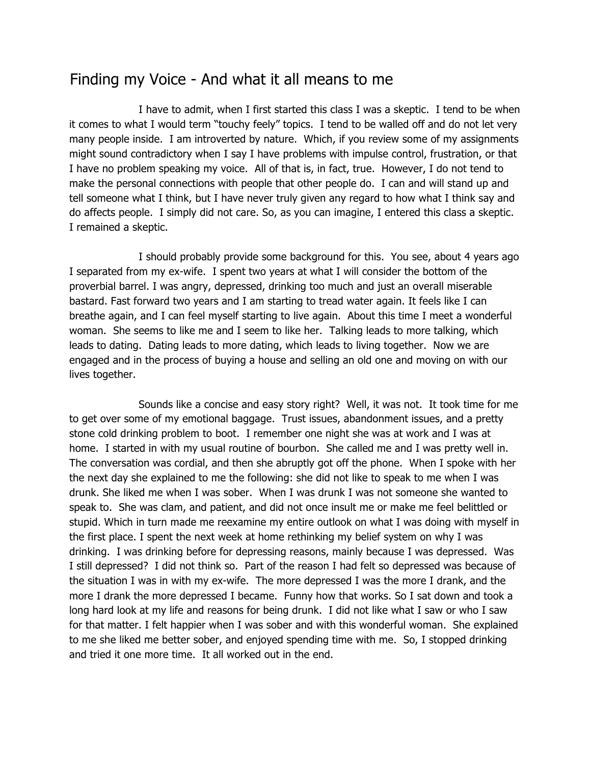# Finding my Voice - And what it all means to me

I have to admit, when I first started this class I was a skeptic. I tend to be when it comes to what I would term "touchy feely" topics. I tend to be walled off and do not let very many people inside. I am introverted by nature. Which, if you review some of my assignments might sound contradictory when I say I have problems with impulse control, frustration, or that I have no problem speaking my voice. All of that is, in fact, true. However, I do not tend to make the personal connections with people that other people do. I can and will stand up and tell someone what I think, but I have never truly given any regard to how what I think say and do affects people. I simply did not care. So, as you can imagine, I entered this class a skeptic. I remained a skeptic.

I should probably provide some background for this. You see, about 4 years ago I separated from my ex-wife. I spent two years at what I will consider the bottom of the proverbial barrel. I was angry, depressed, drinking too much and just an overall miserable bastard. Fast forward two years and I am starting to tread water again. It feels like I can breathe again, and I can feel myself starting to live again. About this time I meet a wonderful woman. She seems to like me and I seem to like her. Talking leads to more talking, which leads to dating. Dating leads to more dating, which leads to living together. Now we are engaged and in the process of buying a house and selling an old one and moving on with our lives together.

Sounds like a concise and easy story right? Well, it was not. It took time for me to get over some of my emotional baggage. Trust issues, abandonment issues, and a pretty stone cold drinking problem to boot. I remember one night she was at work and I was at home. I started in with my usual routine of bourbon. She called me and I was pretty well in. The conversation was cordial, and then she abruptly got off the phone. When I spoke with her the next day she explained to me the following: she did not like to speak to me when I was drunk. She liked me when I was sober. When I was drunk I was not someone she wanted to speak to. She was clam, and patient, and did not once insult me or make me feel belittled or stupid. Which in turn made me reexamine my entire outlook on what I was doing with myself in the first place. I spent the next week at home rethinking my belief system on why I was drinking. I was drinking before for depressing reasons, mainly because I was depressed. Was I still depressed? I did not think so. Part of the reason I had felt so depressed was because of the situation I was in with my ex-wife. The more depressed I was the more I drank, and the more I drank the more depressed I became. Funny how that works. So I sat down and took a long hard look at my life and reasons for being drunk. I did not like what I saw or who I saw for that matter. I felt happier when I was sober and with this wonderful woman. She explained to me she liked me better sober, and enjoyed spending time with me. So, I stopped drinking and tried it one more time. It all worked out in the end.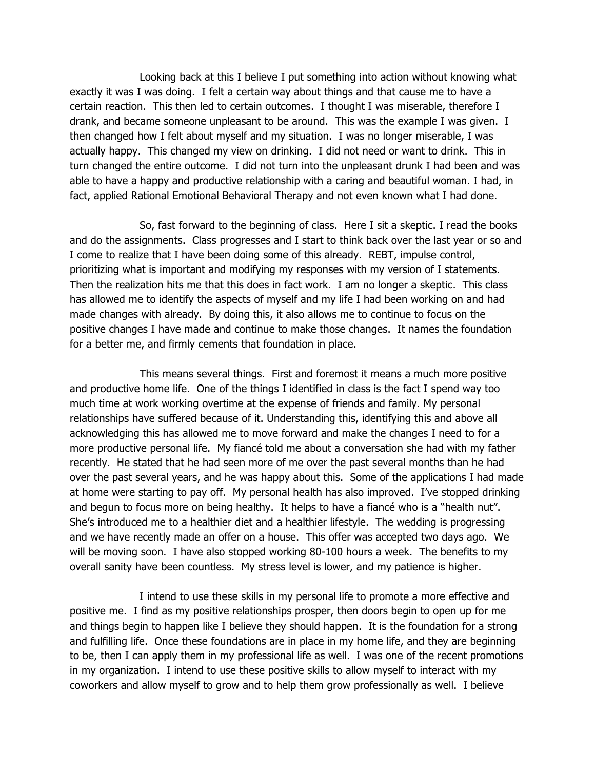Looking back at this I believe I put something into action without knowing what exactly it was I was doing. I felt a certain way about things and that cause me to have a certain reaction. This then led to certain outcomes. I thought I was miserable, therefore I drank, and became someone unpleasant to be around. This was the example I was given. I then changed how I felt about myself and my situation. I was no longer miserable, I was actually happy. This changed my view on drinking. I did not need or want to drink. This in turn changed the entire outcome. I did not turn into the unpleasant drunk I had been and was able to have a happy and productive relationship with a caring and beautiful woman. I had, in fact, applied Rational Emotional Behavioral Therapy and not even known what I had done.

So, fast forward to the beginning of class. Here I sit a skeptic. I read the books and do the assignments. Class progresses and I start to think back over the last year or so and I come to realize that I have been doing some of this already. REBT, impulse control, prioritizing what is important and modifying my responses with my version of I statements. Then the realization hits me that this does in fact work. I am no longer a skeptic. This class has allowed me to identify the aspects of myself and my life I had been working on and had made changes with already. By doing this, it also allows me to continue to focus on the positive changes I have made and continue to make those changes. It names the foundation for a better me, and firmly cements that foundation in place.

This means several things. First and foremost it means a much more positive and productive home life. One of the things I identified in class is the fact I spend way too much time at work working overtime at the expense of friends and family. My personal relationships have suffered because of it. Understanding this, identifying this and above all acknowledging this has allowed me to move forward and make the changes I need to for a more productive personal life. My fiancé told me about a conversation she had with my father recently. He stated that he had seen more of me over the past several months than he had over the past several years, and he was happy about this. Some of the applications I had made at home were starting to pay off. My personal health has also improved. I've stopped drinking and begun to focus more on being healthy. It helps to have a fiancé who is a "health nut". She's introduced me to a healthier diet and a healthier lifestyle. The wedding is progressing and we have recently made an offer on a house. This offer was accepted two days ago. We will be moving soon. I have also stopped working 80-100 hours a week. The benefits to my overall sanity have been countless. My stress level is lower, and my patience is higher.

I intend to use these skills in my personal life to promote a more effective and positive me. I find as my positive relationships prosper, then doors begin to open up for me and things begin to happen like I believe they should happen. It is the foundation for a strong and fulfilling life. Once these foundations are in place in my home life, and they are beginning to be, then I can apply them in my professional life as well. I was one of the recent promotions in my organization. I intend to use these positive skills to allow myself to interact with my coworkers and allow myself to grow and to help them grow professionally as well. I believe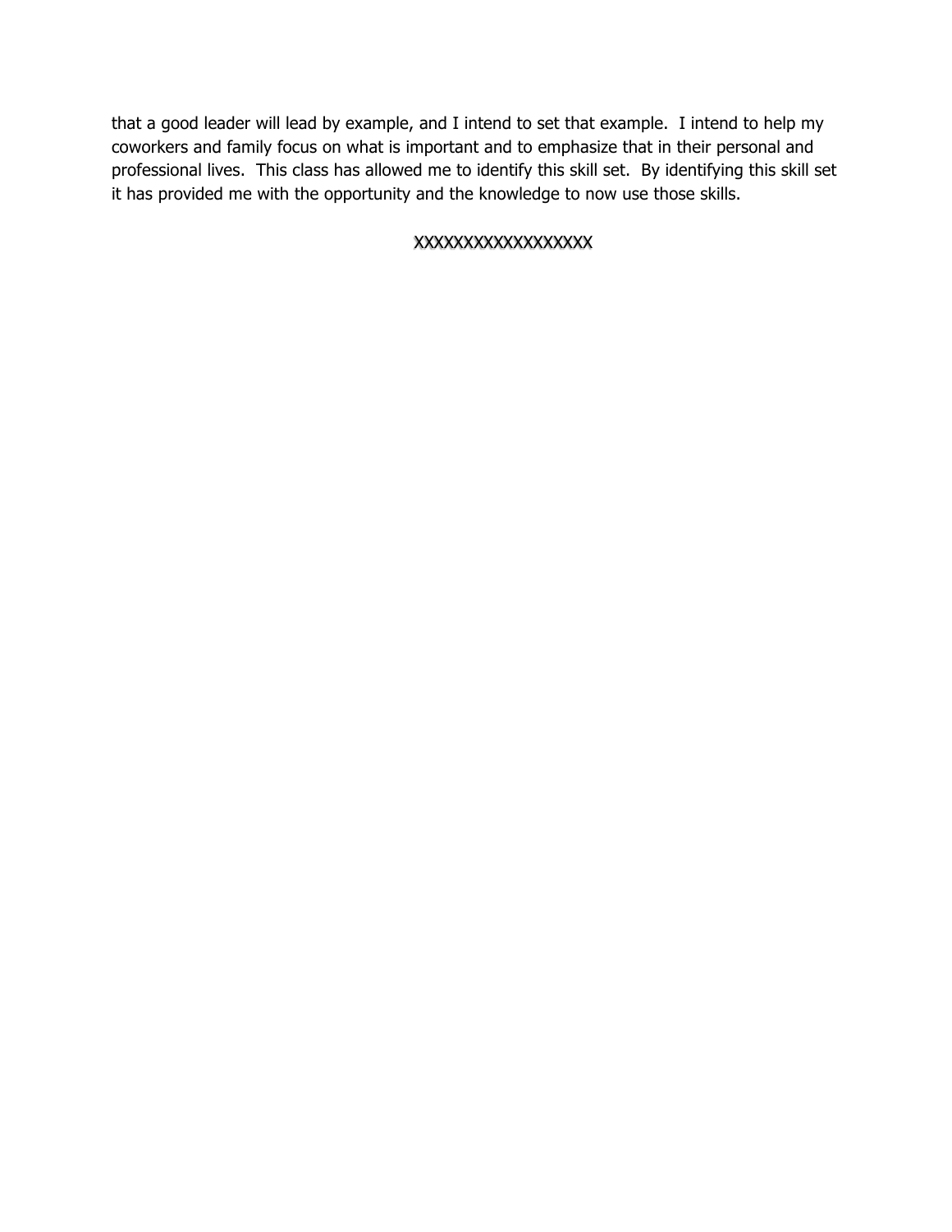that a good leader will lead by example, and I intend to set that example.  I intend to help my coworkers and family focus on what is important and to emphasize that in their personal and professional lives.  This class has allowed me to identify this skill set.  By identifying this skill set it has provided me with the opportunity and the knowledge to now use those skills.

XXXXXXXXXXXXXXXXX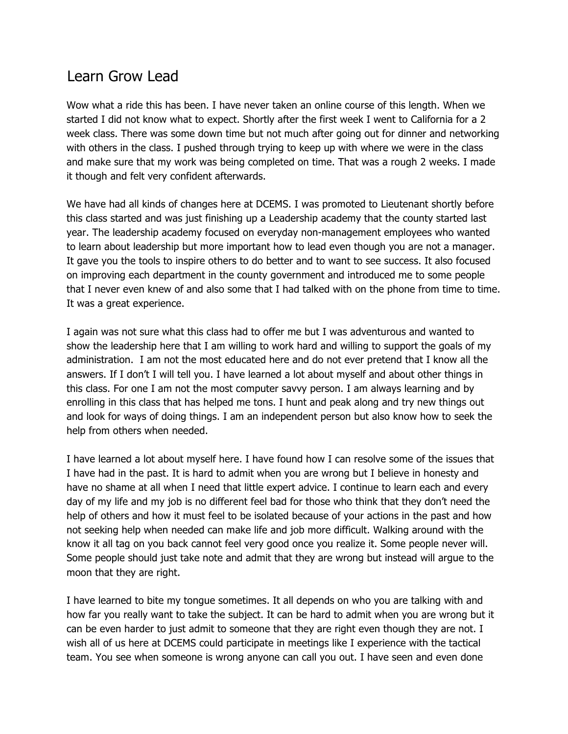## Learn Grow Lead

Wow what a ride this has been. I have never taken an online course of this length. When we started I did not know what to expect. Shortly after the first week I went to California for a 2 week class. There was some down time but not much after going out for dinner and networking with others in the class. I pushed through trying to keep up with where we were in the class and make sure that my work was being completed on time. That was a rough 2 weeks. I made it though and felt very confident afterwards.

We have had all kinds of changes here at DCEMS. I was promoted to Lieutenant shortly before this class started and was just finishing up a Leadership academy that the county started last year. The leadership academy focused on everyday non-management employees who wanted to learn about leadership but more important how to lead even though you are not a manager. It gave you the tools to inspire others to do better and to want to see success. It also focused on improving each department in the county government and introduced me to some people that I never even knew of and also some that I had talked with on the phone from time to time. It was a great experience.

I again was not sure what this class had to offer me but I was adventurous and wanted to show the leadership here that I am willing to work hard and willing to support the goals of my administration.  I am not the most educated here and do not ever pretend that I know all the answers. If I don't I will tell you. I have learned a lot about myself and about other things in this class. For one I am not the most computer savvy person. I am always learning and by enrolling in this class that has helped me tons. I hunt and peak along and try new things out and look for ways of doing things. I am an independent person but also know how to seek the help from others when needed.

I have learned a lot about myself here. I have found how I can resolve some of the issues that I have had in the past. It is hard to admit when you are wrong but I believe in honesty and have no shame at all when I need that little expert advice. I continue to learn each and every day of my life and my job is no different feel bad for those who think that they don't need the help of others and how it must feel to be isolated because of your actions in the past and how not seeking help when needed can make life and job more difficult. Walking around with the know it all tag on you back cannot feel very good once you realize it. Some people never will. Some people should just take note and admit that they are wrong but instead will argue to the moon that they are right.

I have learned to bite my tongue sometimes. It all depends on who you are talking with and how far you really want to take the subject. It can be hard to admit when you are wrong but it can be even harder to just admit to someone that they are right even though they are not. I wish all of us here at DCEMS could participate in meetings like I experience with the tactical team. You see when someone is wrong anyone can call you out. I have seen and even done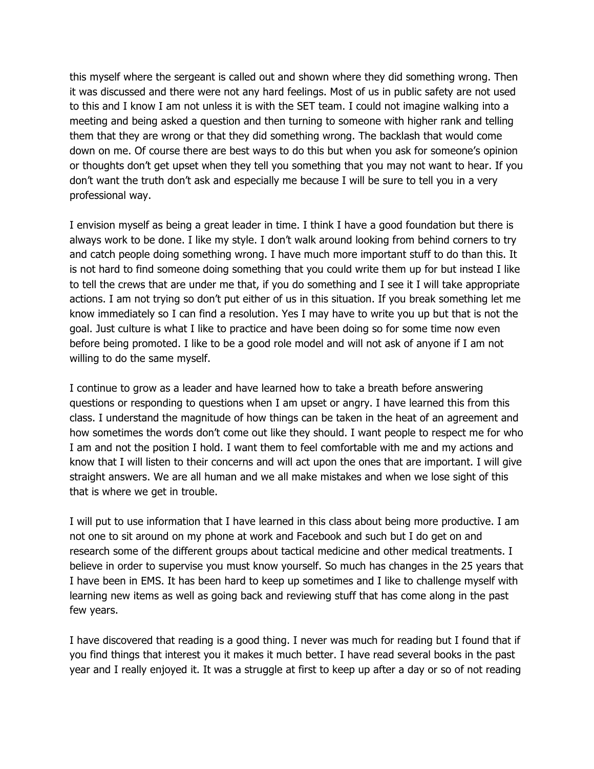this myself where the sergeant is called out and shown where they did something wrong. Then it was discussed and there were not any hard feelings. Most of us in public safety are not used to this and I know I am not unless it is with the SET team. I could not imagine walking into a meeting and being asked a question and then turning to someone with higher rank and telling them that they are wrong or that they did something wrong. The backlash that would come down on me. Of course there are best ways to do this but when you ask for someone's opinion or thoughts don't get upset when they tell you something that you may not want to hear. If you don't want the truth don't ask and especially me because I will be sure to tell you in a very professional way.

I envision myself as being a great leader in time. I think I have a good foundation but there is always work to be done. I like my style. I don't walk around looking from behind corners to try and catch people doing something wrong. I have much more important stuff to do than this. It is not hard to find someone doing something that you could write them up for but instead I like to tell the crews that are under me that, if you do something and I see it I will take appropriate actions. I am not trying so don't put either of us in this situation. If you break something let me know immediately so I can find a resolution. Yes I may have to write you up but that is not the goal. Just culture is what I like to practice and have been doing so for some time now even before being promoted. I like to be a good role model and will not ask of anyone if I am not willing to do the same myself.

I continue to grow as a leader and have learned how to take a breath before answering questions or responding to questions when I am upset or angry. I have learned this from this class. I understand the magnitude of how things can be taken in the heat of an agreement and how sometimes the words don't come out like they should. I want people to respect me for who I am and not the position I hold. I want them to feel comfortable with me and my actions and know that I will listen to their concerns and will act upon the ones that are important. I will give straight answers. We are all human and we all make mistakes and when we lose sight of this that is where we get in trouble.

I will put to use information that I have learned in this class about being more productive. I am not one to sit around on my phone at work and Facebook and such but I do get on and research some of the different groups about tactical medicine and other medical treatments. I believe in order to supervise you must know yourself. So much has changes in the 25 years that I have been in EMS. It has been hard to keep up sometimes and I like to challenge myself with learning new items as well as going back and reviewing stuff that has come along in the past few years.

I have discovered that reading is a good thing. I never was much for reading but I found that if you find things that interest you it makes it much better. I have read several books in the past year and I really enjoyed it. It was a struggle at first to keep up after a day or so of not reading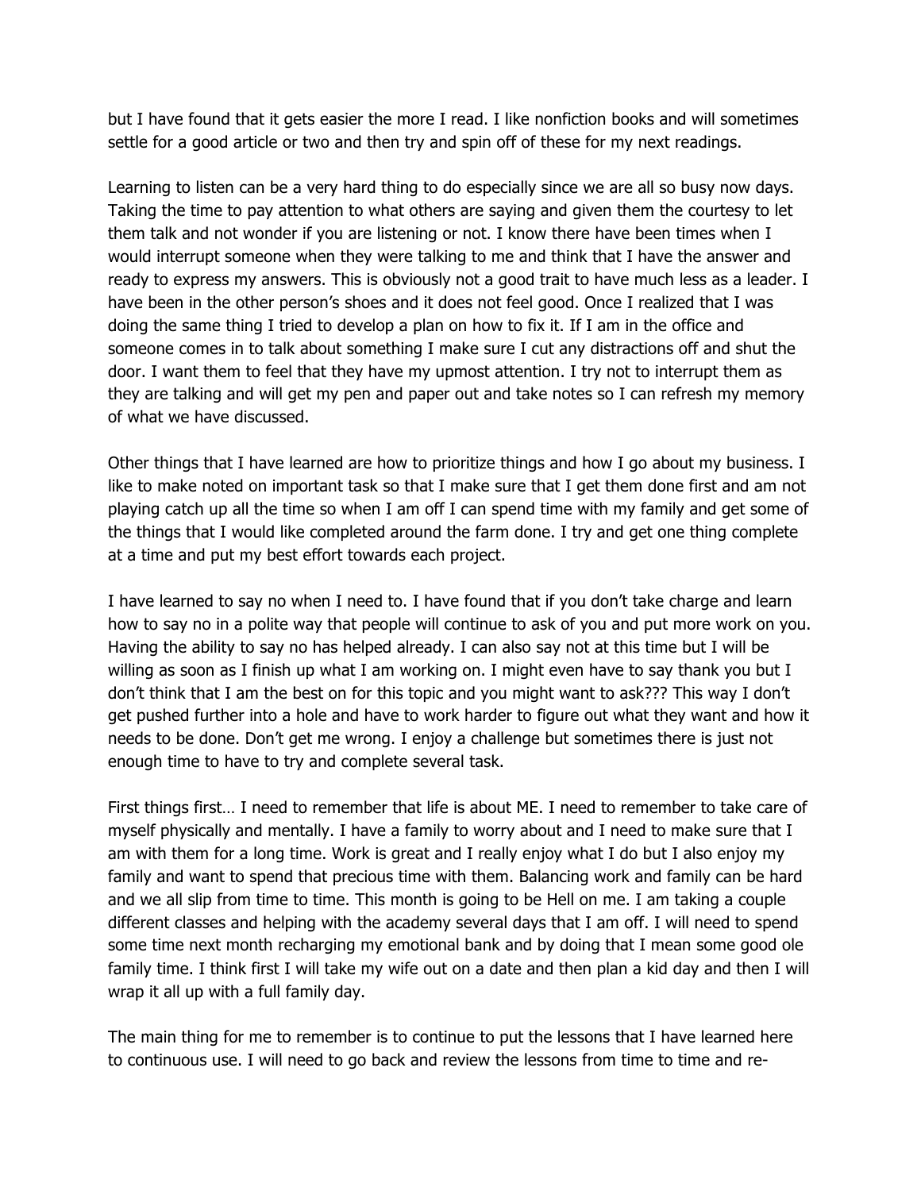but I have found that it gets easier the more I read. I like nonfiction books and will sometimes settle for a good article or two and then try and spin off of these for my next readings.

Learning to listen can be a very hard thing to do especially since we are all so busy now days. Taking the time to pay attention to what others are saying and given them the courtesy to let them talk and not wonder if you are listening or not. I know there have been times when I would interrupt someone when they were talking to me and think that I have the answer and ready to express my answers. This is obviously not a good trait to have much less as a leader. I have been in the other person's shoes and it does not feel good. Once I realized that I was doing the same thing I tried to develop a plan on how to fix it. If I am in the office and someone comes in to talk about something I make sure I cut any distractions off and shut the door. I want them to feel that they have my upmost attention. I try not to interrupt them as they are talking and will get my pen and paper out and take notes so I can refresh my memory of what we have discussed.

Other things that I have learned are how to prioritize things and how I go about my business. I like to make noted on important task so that I make sure that I get them done first and am not playing catch up all the time so when I am off I can spend time with my family and get some of the things that I would like completed around the farm done. I try and get one thing complete at a time and put my best effort towards each project.

I have learned to say no when I need to. I have found that if you don't take charge and learn how to say no in a polite way that people will continue to ask of you and put more work on you. Having the ability to say no has helped already. I can also say not at this time but I will be willing as soon as I finish up what I am working on. I might even have to say thank you but I don't think that I am the best on for this topic and you might want to ask??? This way I don't get pushed further into a hole and have to work harder to figure out what they want and how it needs to be done. Don't get me wrong. I enjoy a challenge but sometimes there is just not enough time to have to try and complete several task.

First things first… I need to remember that life is about ME. I need to remember to take care of myself physically and mentally. I have a family to worry about and I need to make sure that I am with them for a long time. Work is great and I really enjoy what I do but I also enjoy my family and want to spend that precious time with them. Balancing work and family can be hard and we all slip from time to time. This month is going to be Hell on me. I am taking a couple different classes and helping with the academy several days that I am off. I will need to spend some time next month recharging my emotional bank and by doing that I mean some good ole family time. I think first I will take my wife out on a date and then plan a kid day and then I will wrap it all up with a full family day.

The main thing for me to remember is to continue to put the lessons that I have learned here to continuous use. I will need to go back and review the lessons from time to time and re-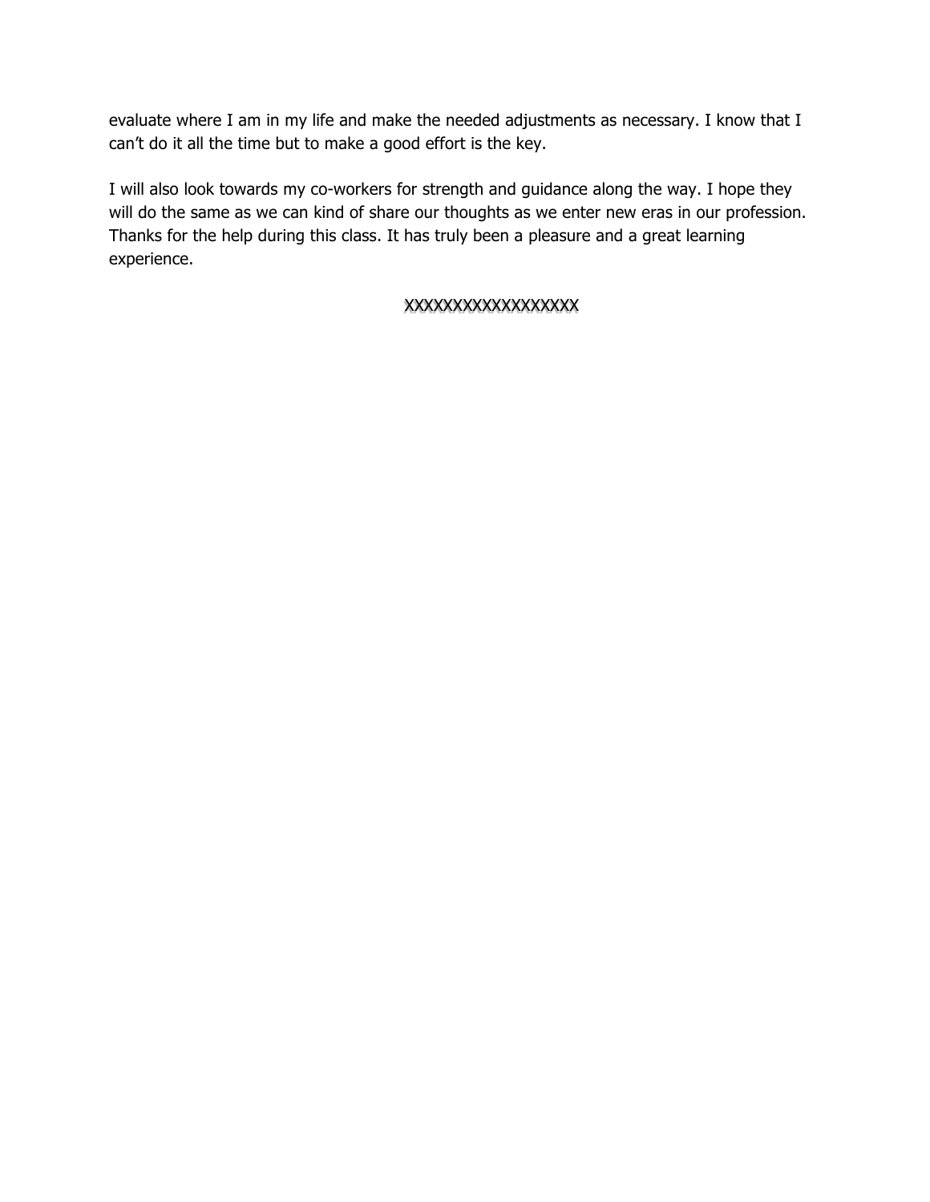evaluate where I am in my life and make the needed adjustments as necessary. I know that I can't do it all the time but to make a good effort is the key.

I will also look towards my co-workers for strength and guidance along the way. I hope they will do the same as we can kind of share our thoughts as we enter new eras in our profession. Thanks for the help during this class. It has truly been a pleasure and a great learning experience.

XXXXXXXXXXXXXXXXX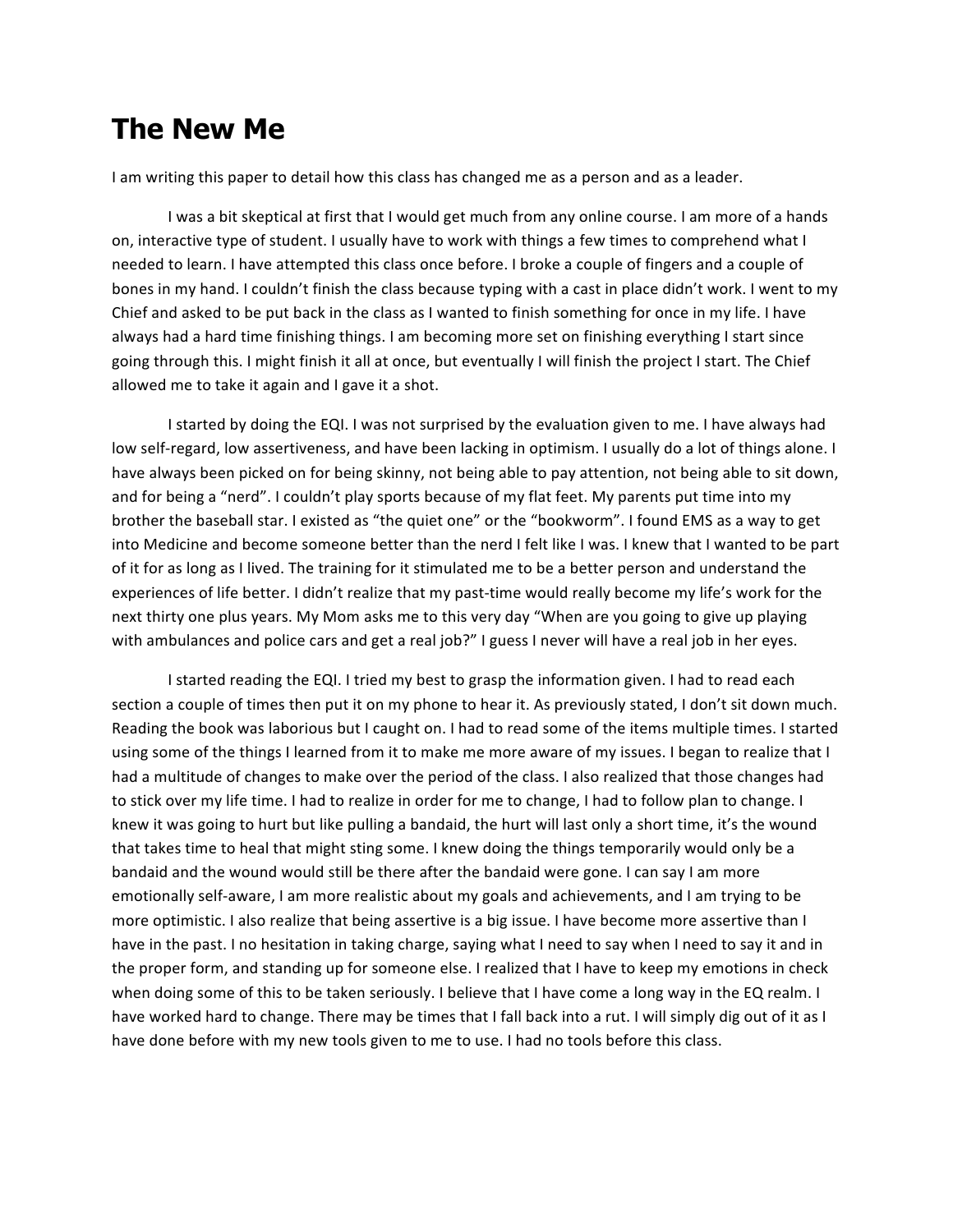# The New Me

I am writing this paper to detail how this class has changed me as a person and as a leader.

I was a bit skeptical at first that I would get much from any online course. I am more of a hands on, interactive type of student. I usually have to work with things a few times to comprehend what I needed to learn. I have attempted this class once before. I broke a couple of fingers and a couple of bones in my hand. I couldn't finish the class because typing with a cast in place didn't work. I went to my Chief and asked to be put back in the class as I wanted to finish something for once in my life. I have always had a hard time finishing things. I am becoming more set on finishing everything I start since going through this. I might finish it all at once, but eventually I will finish the project I start. The Chief allowed me to take it again and I gave it a shot.

I started by doing the EQI. I was not surprised by the evaluation given to me. I have always had low self-regard, low assertiveness, and have been lacking in optimism. I usually do a lot of things alone. I have always been picked on for being skinny, not being able to pay attention, not being able to sit down, and for being a "nerd". I couldn't play sports because of my flat feet. My parents put time into my brother the baseball star. I existed as "the quiet one" or the "bookworm". I found EMS as a way to get into Medicine and become someone better than the nerd I felt like I was. I knew that I wanted to be part of it for as long as I lived. The training for it stimulated me to be a better person and understand the experiences of life better. I didn't realize that my past-time would really become my life's work for the next thirty one plus years. My Mom asks me to this very day "When are you going to give up playing with ambulances and police cars and get a real job?" I guess I never will have a real job in her eyes.

I started reading the EQI. I tried my best to grasp the information given. I had to read each section a couple of times then put it on my phone to hear it. As previously stated, I don't sit down much. Reading the book was laborious but I caught on. I had to read some of the items multiple times. I started using some of the things I learned from it to make me more aware of my issues. I began to realize that I had a multitude of changes to make over the period of the class. I also realized that those changes had to stick over my life time. I had to realize in order for me to change, I had to follow plan to change. I knew it was going to hurt but like pulling a bandaid, the hurt will last only a short time, it's the wound that takes time to heal that might sting some. I knew doing the things temporarily would only be a bandaid and the wound would still be there after the bandaid were gone. I can say I am more emotionally self-aware, I am more realistic about my goals and achievements, and I am trying to be more optimistic. I also realize that being assertive is a big issue. I have become more assertive than I have in the past. I no hesitation in taking charge, saying what I need to say when I need to say it and in the proper form, and standing up for someone else. I realized that I have to keep my emotions in check when doing some of this to be taken seriously. I believe that I have come a long way in the EQ realm. I have worked hard to change. There may be times that I fall back into a rut. I will simply dig out of it as I have done before with my new tools given to me to use. I had no tools before this class.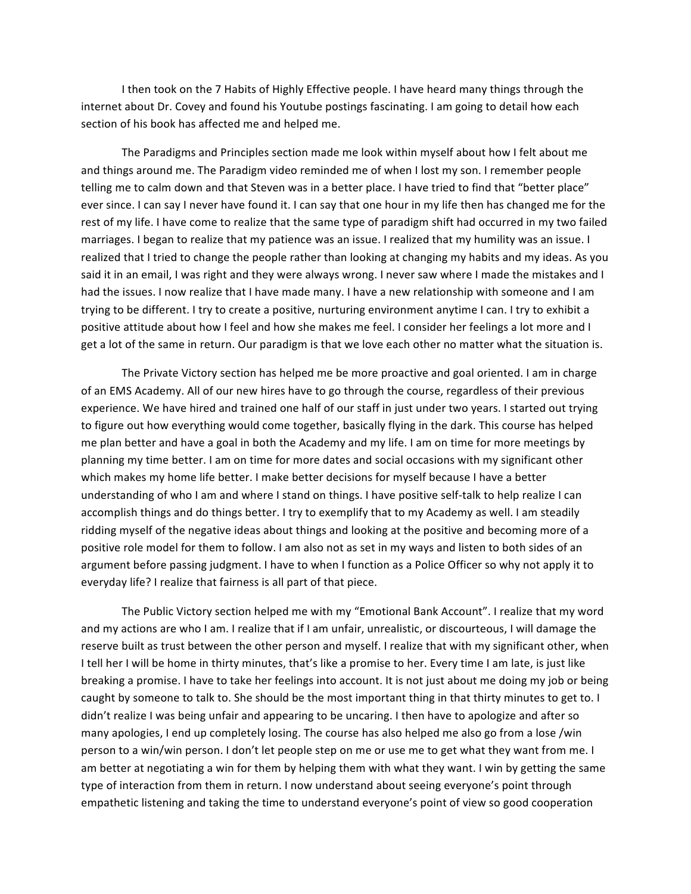I then took on the 7 Habits of Highly Effective people. I have heard many things through the internet about Dr. Covey and found his Youtube postings fascinating. I am going to detail how each section of his book has affected me and helped me.

The Paradigms and Principles section made me look within myself about how I felt about me and things around me. The Paradigm video reminded me of when I lost my son. I remember people telling me to calm down and that Steven was in a better place. I have tried to find that "better place" ever since. I can say I never have found it. I can say that one hour in my life then has changed me for the rest of my life. I have come to realize that the same type of paradigm shift had occurred in my two failed marriages. I began to realize that my patience was an issue. I realized that my humility was an issue. I realized that I tried to change the people rather than looking at changing my habits and my ideas. As you said it in an email, I was right and they were always wrong. I never saw where I made the mistakes and I had the issues. I now realize that I have made many. I have a new relationship with someone and I am trying to be different. I try to create a positive, nurturing environment anytime I can. I try to exhibit a positive attitude about how I feel and how she makes me feel. I consider her feelings a lot more and I get a lot of the same in return. Our paradigm is that we love each other no matter what the situation is.

The Private Victory section has helped me be more proactive and goal oriented. I am in charge of an EMS Academy. All of our new hires have to go through the course, regardless of their previous experience. We have hired and trained one half of our staff in just under two years. I started out trying to figure out how everything would come together, basically flying in the dark. This course has helped me plan better and have a goal in both the Academy and my life. I am on time for more meetings by planning my time better. I am on time for more dates and social occasions with my significant other which makes my home life better. I make better decisions for myself because I have a better understanding of who I am and where I stand on things. I have positive self-talk to help realize I can accomplish things and do things better. I try to exemplify that to my Academy as well. I am steadily ridding myself of the negative ideas about things and looking at the positive and becoming more of a positive role model for them to follow. I am also not as set in my ways and listen to both sides of an argument before passing judgment. I have to when I function as a Police Officer so why not apply it to everyday life? I realize that fairness is all part of that piece.

The Public Victory section helped me with my "Emotional Bank Account". I realize that my word and my actions are who I am. I realize that if I am unfair, unrealistic, or discourteous, I will damage the reserve built as trust between the other person and myself. I realize that with my significant other, when I tell her I will be home in thirty minutes, that's like a promise to her. Every time I am late, is just like breaking a promise. I have to take her feelings into account. It is not just about me doing my job or being caught by someone to talk to. She should be the most important thing in that thirty minutes to get to. I didn't realize I was being unfair and appearing to be uncaring. I then have to apologize and after so many apologies, I end up completely losing. The course has also helped me also go from a lose /win person to a win/win person. I don't let people step on me or use me to get what they want from me. I am better at negotiating a win for them by helping them with what they want. I win by getting the same type of interaction from them in return. I now understand about seeing everyone's point through empathetic listening and taking the time to understand everyone's point of view so good cooperation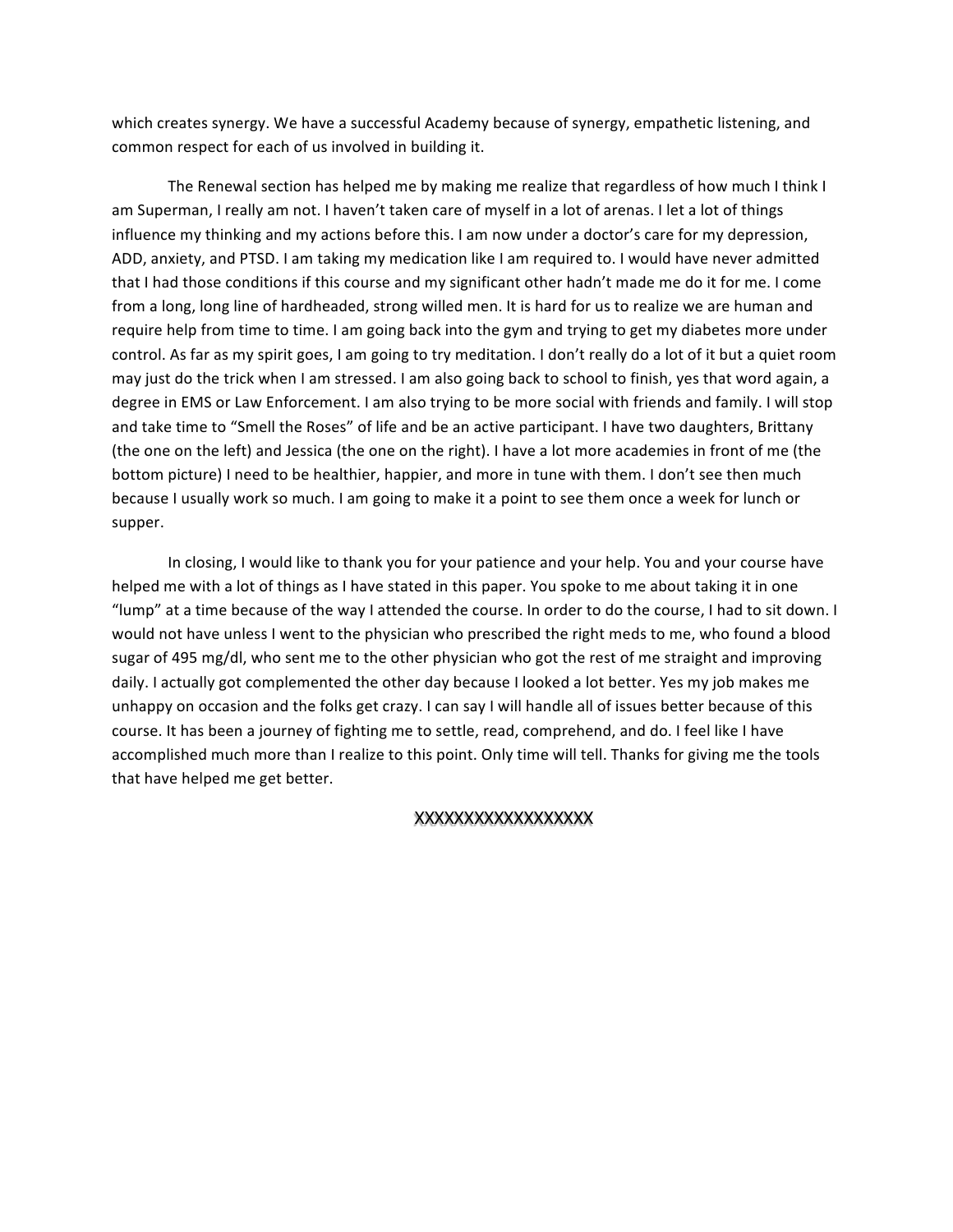which creates synergy. We have a successful Academy because of synergy, empathetic listening, and common respect for each of us involved in building it.

The Renewal section has helped me by making me realize that regardless of how much I think I am Superman, I really am not. I haven't taken care of myself in a lot of arenas. I let a lot of things influence my thinking and my actions before this. I am now under a doctor's care for my depression, ADD, anxiety, and PTSD. I am taking my medication like I am required to. I would have never admitted that I had those conditions if this course and my significant other hadn't made me do it for me. I come from a long, long line of hardheaded, strong willed men. It is hard for us to realize we are human and require help from time to time. I am going back into the gym and trying to get my diabetes more under control. As far as my spirit goes, I am going to try meditation. I don't really do a lot of it but a quiet room may just do the trick when I am stressed. I am also going back to school to finish, yes that word again, a degree in EMS or Law Enforcement. I am also trying to be more social with friends and family. I will stop and take time to "Smell the Roses" of life and be an active participant. I have two daughters, Brittany (the one on the left) and Jessica (the one on the right). I have a lot more academies in front of me (the bottom picture) I need to be healthier, happier, and more in tune with them. I don't see then much because I usually work so much. I am going to make it a point to see them once a week for lunch or supper.

In closing, I would like to thank you for your patience and your help. You and your course have helped me with a lot of things as I have stated in this paper. You spoke to me about taking it in one "lump" at a time because of the way I attended the course. In order to do the course, I had to sit down. I would not have unless I went to the physician who prescribed the right meds to me, who found a blood sugar of 495 mg/dl, who sent me to the other physician who got the rest of me straight and improving daily. I actually got complemented the other day because I looked a lot better. Yes my job makes me unhappy on occasion and the folks get crazy. I can say I will handle all of issues better because of this course. It has been a journey of fighting me to settle, read, comprehend, and do. I feel like I have accomplished much more than I realize to this point. Only time will tell. Thanks for giving me the tools that have helped me get better.

XXXXXXXXXXXXXXXXX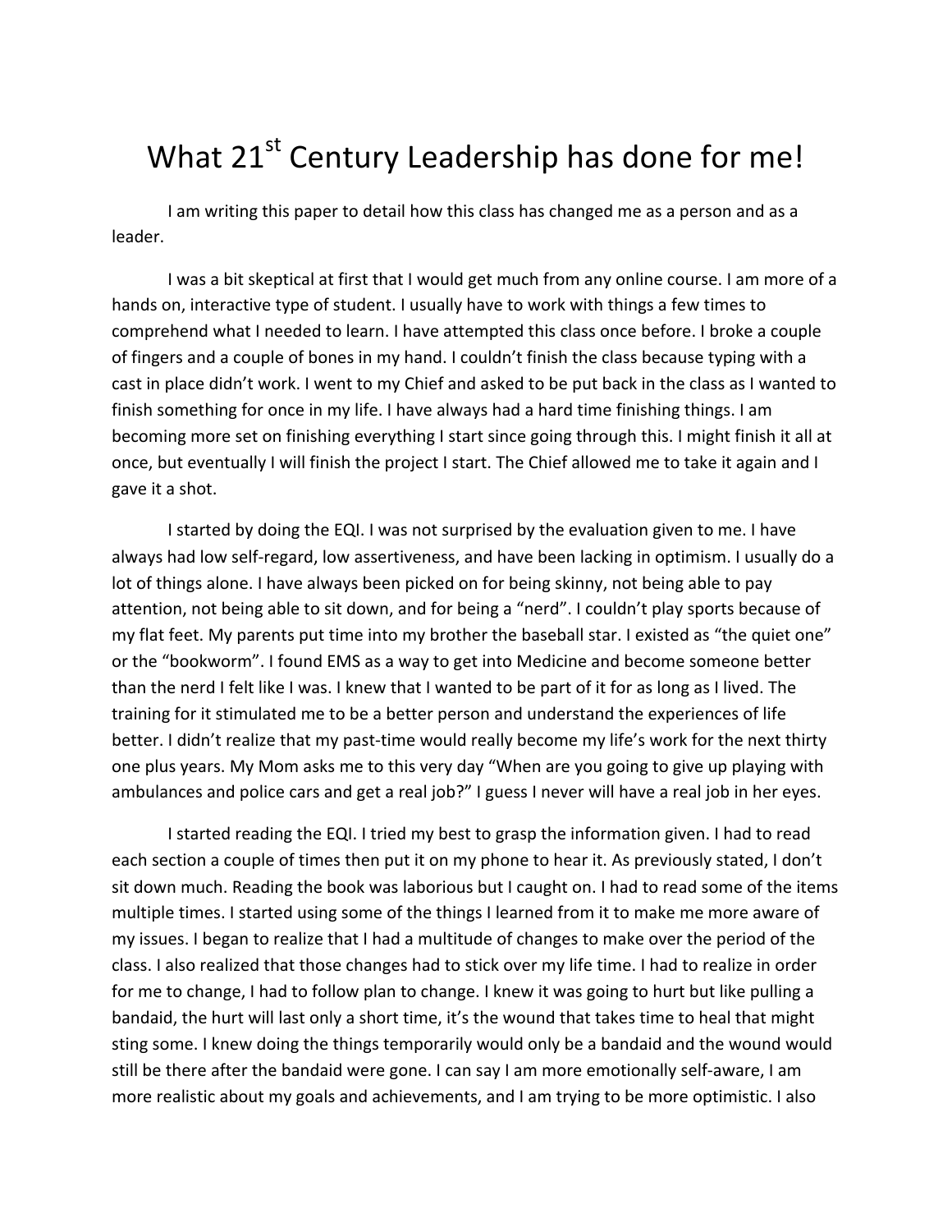# What $21^{st}$ Century Leadership has done for me!

I am writing this paper to detail how this class has changed me as a person and as a leader.

I was a bit skeptical at first that I would get much from any online course. I am more of a hands on, interactive type of student. I usually have to work with things a few times to comprehend what I needed to learn. I have attempted this class once before. I broke a couple of fingers and a couple of bones in my hand. I couldn't finish the class because typing with a cast in place didn't work. I went to my Chief and asked to be put back in the class as I wanted to finish something for once in my life. I have always had a hard time finishing things. I am becoming more set on finishing everything I start since going through this. I might finish it all at once, but eventually I will finish the project I start. The Chief allowed me to take it again and I gave it a shot.

I started by doing the EQI. I was not surprised by the evaluation given to me. I have always had low self-regard, low assertiveness, and have been lacking in optimism. I usually do a lot of things alone. I have always been picked on for being skinny, not being able to pay attention, not being able to sit down, and for being a "nerd". I couldn't play sports because of my flat feet. My parents put time into my brother the baseball star. I existed as "the quiet one" or the "bookworm". I found EMS as a way to get into Medicine and become someone better than the nerd I felt like I was. I knew that I wanted to be part of it for as long as I lived. The training for it stimulated me to be a better person and understand the experiences of life better. I didn't realize that my past-time would really become my life's work for the next thirty one plus years. My Mom asks me to this very day "When are you going to give up playing with ambulances and police cars and get a real job?" I guess I never will have a real job in her eyes.

I started reading the EQI. I tried my best to grasp the information given. I had to read each section a couple of times then put it on my phone to hear it. As previously stated, I don't sit down much. Reading the book was laborious but I caught on. I had to read some of the items multiple times. I started using some of the things I learned from it to make me more aware of my issues. I began to realize that I had a multitude of changes to make over the period of the class. I also realized that those changes had to stick over my life time. I had to realize in order for me to change, I had to follow plan to change. I knew it was going to hurt but like pulling a bandaid, the hurt will last only a short time, it's the wound that takes time to heal that might sting some. I knew doing the things temporarily would only be a bandaid and the wound would still be there after the bandaid were gone. I can say I am more emotionally self-aware, I am more realistic about my goals and achievements, and I am trying to be more optimistic. I also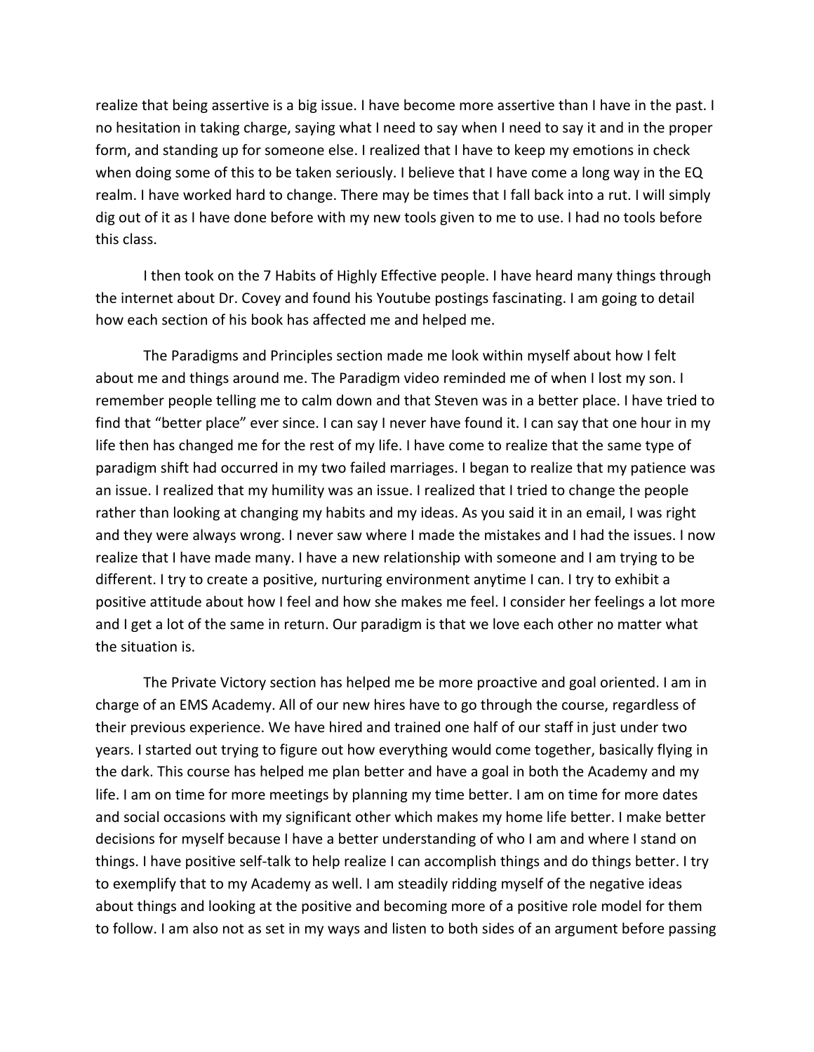realize that being assertive is a big issue. I have become more assertive than I have in the past. I no hesitation in taking charge, saying what I need to say when I need to say it and in the proper form, and standing up for someone else. I realized that I have to keep my emotions in check when doing some of this to be taken seriously. I believe that I have come a long way in the EQ realm. I have worked hard to change. There may be times that I fall back into a rut. I will simply dig out of it as I have done before with my new tools given to me to use. I had no tools before this class.

I then took on the 7 Habits of Highly Effective people. I have heard many things through the internet about Dr. Covey and found his Youtube postings fascinating. I am going to detail how each section of his book has affected me and helped me.

The Paradigms and Principles section made me look within myself about how I felt about me and things around me. The Paradigm video reminded me of when I lost my son. I remember people telling me to calm down and that Steven was in a better place. I have tried to find that "better place" ever since. I can say I never have found it. I can say that one hour in my life then has changed me for the rest of my life. I have come to realize that the same type of paradigm shift had occurred in my two failed marriages. I began to realize that my patience was an issue. I realized that my humility was an issue. I realized that I tried to change the people rather than looking at changing my habits and my ideas. As you said it in an email, I was right and they were always wrong. I never saw where I made the mistakes and I had the issues. I now realize that I have made many. I have a new relationship with someone and I am trying to be different. I try to create a positive, nurturing environment anytime I can. I try to exhibit a positive attitude about how I feel and how she makes me feel. I consider her feelings a lot more and I get a lot of the same in return. Our paradigm is that we love each other no matter what the situation is.

The Private Victory section has helped me be more proactive and goal oriented. I am in charge of an EMS Academy. All of our new hires have to go through the course, regardless of their previous experience. We have hired and trained one half of our staff in just under two years. I started out trying to figure out how everything would come together, basically flying in the dark. This course has helped me plan better and have a goal in both the Academy and my life. I am on time for more meetings by planning my time better. I am on time for more dates and social occasions with my significant other which makes my home life better. I make better decisions for myself because I have a better understanding of who I am and where I stand on things. I have positive self-talk to help realize I can accomplish things and do things better. I try to exemplify that to my Academy as well. I am steadily ridding myself of the negative ideas about things and looking at the positive and becoming more of a positive role model for them to follow. I am also not as set in my ways and listen to both sides of an argument before passing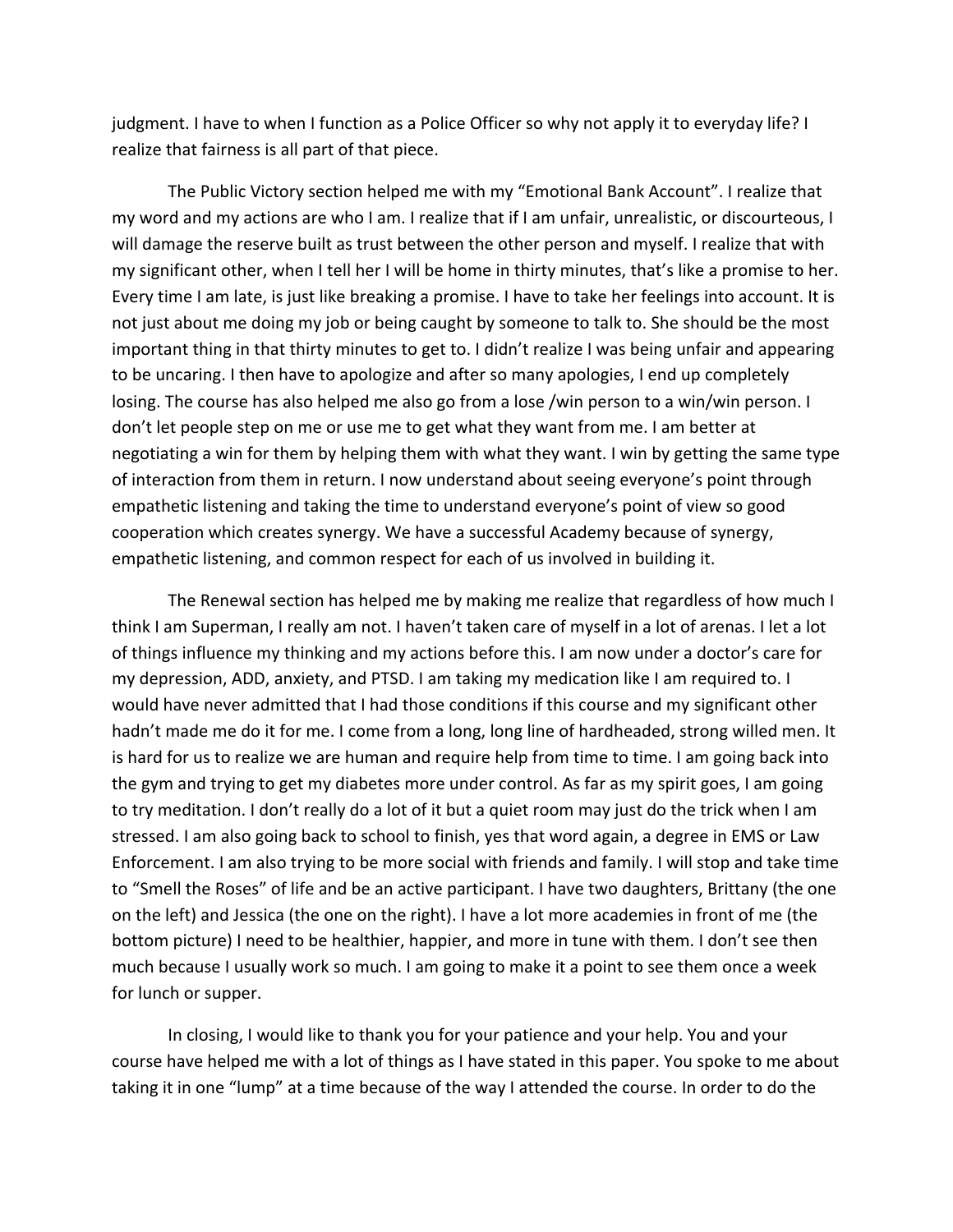judgment. I have to when I function as a Police Officer so why not apply it to everyday life? I realize that fairness is all part of that piece.

The Public Victory section helped me with my "Emotional Bank Account". I realize that my word and my actions are who I am. I realize that if I am unfair, unrealistic, or discourteous, I will damage the reserve built as trust between the other person and myself. I realize that with my significant other, when I tell her I will be home in thirty minutes, that's like a promise to her. Every time I am late, is just like breaking a promise. I have to take her feelings into account. It is not just about me doing my job or being caught by someone to talk to. She should be the most important thing in that thirty minutes to get to. I didn't realize I was being unfair and appearing to be uncaring. I then have to apologize and after so many apologies, I end up completely losing. The course has also helped me also go from a lose /win person to a win/win person. I don't let people step on me or use me to get what they want from me. I am better at negotiating a win for them by helping them with what they want. I win by getting the same type of interaction from them in return. I now understand about seeing everyone's point through empathetic listening and taking the time to understand everyone's point of view so good cooperation which creates synergy. We have a successful Academy because of synergy, empathetic listening, and common respect for each of us involved in building it.

The Renewal section has helped me by making me realize that regardless of how much I think I am Superman, I really am not. I haven't taken care of myself in a lot of arenas. I let a lot of things influence my thinking and my actions before this. I am now under a doctor's care for my depression, ADD, anxiety, and PTSD. I am taking my medication like I am required to. I would have never admitted that I had those conditions if this course and my significant other hadn't made me do it for me. I come from a long, long line of hardheaded, strong willed men. It is hard for us to realize we are human and require help from time to time. I am going back into the gym and trying to get my diabetes more under control. As far as my spirit goes, I am going to try meditation. I don't really do a lot of it but a quiet room may just do the trick when I am stressed. I am also going back to school to finish, yes that word again, a degree in EMS or Law Enforcement. I am also trying to be more social with friends and family. I will stop and take time to "Smell the Roses" of life and be an active participant. I have two daughters, Brittany (the one on the left) and Jessica (the one on the right). I have a lot more academies in front of me (the bottom picture) I need to be healthier, happier, and more in tune with them. I don't see then much because I usually work so much. I am going to make it a point to see them once a week for lunch or supper.

In closing, I would like to thank you for your patience and your help. You and your course have helped me with a lot of things as I have stated in this paper. You spoke to me about taking it in one "lump" at a time because of the way I attended the course. In order to do the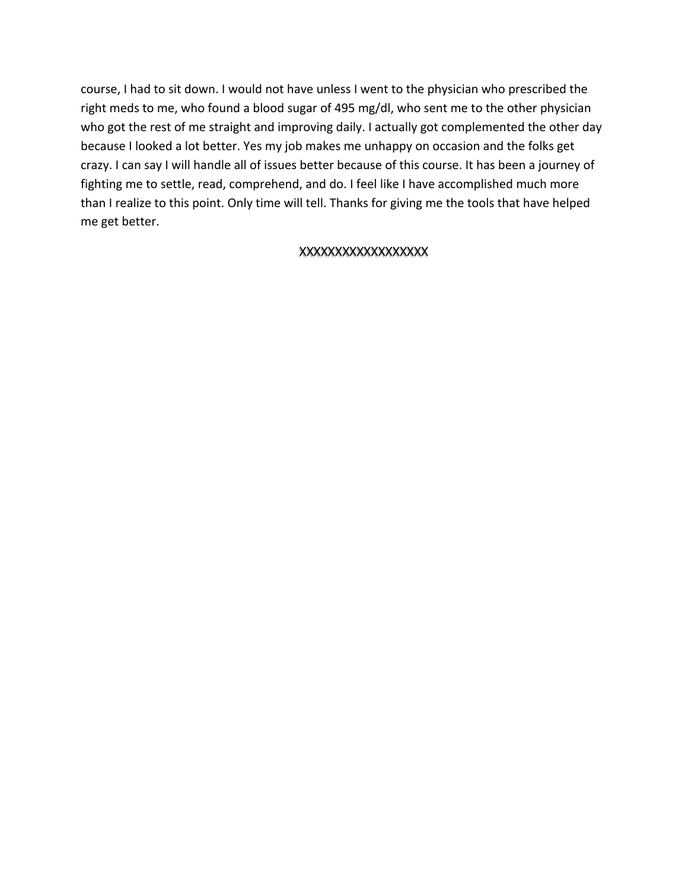course, I had to sit down. I would not have unless I went to the physician who prescribed the right meds to me, who found a blood sugar of 495 mg/dl, who sent me to the other physician who got the rest of me straight and improving daily. I actually got complemented the other day because I looked a lot better. Yes my job makes me unhappy on occasion and the folks get crazy. I can say I will handle all of issues better because of this course. It has been a journey of fighting me to settle, read, comprehend, and do. I feel like I have accomplished much more than I realize to this point. Only time will tell. Thanks for giving me the tools that have helped me get better.

XXXXXXXXXXXXXXXXXX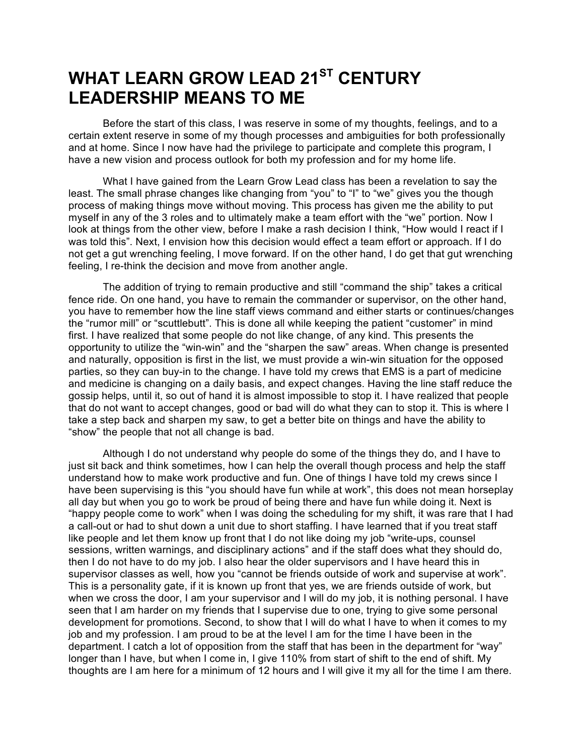# WHAT LEARN GROW LEAD 21ST CENTURY LEADERSHIP MEANS TO ME

Before the start of this class, I was reserve in some of my thoughts, feelings, and to a certain extent reserve in some of my though processes and ambiguities for both professionally and at home. Since I now have had the privilege to participate and complete this program, I have a new vision and process outlook for both my profession and for my home life.

What I have gained from the Learn Grow Lead class has been a revelation to say the least. The small phrase changes like changing from "you" to "I" to "we" gives you the though process of making things move without moving. This process has given me the ability to put myself in any of the 3 roles and to ultimately make a team effort with the "we" portion. Now I look at things from the other view, before I make a rash decision I think, "How would I react if I was told this". Next, I envision how this decision would effect a team effort or approach. If I do not get a gut wrenching feeling, I move forward. If on the other hand, I do get that gut wrenching feeling, I re-think the decision and move from another angle.

The addition of trying to remain productive and still "command the ship" takes a critical fence ride. On one hand, you have to remain the commander or supervisor, on the other hand, you have to remember how the line staff views command and either starts or continues/changes the "rumor mill" or "scuttlebutt". This is done all while keeping the patient "customer" in mind first. I have realized that some people do not like change, of any kind. This presents the opportunity to utilize the "win-win" and the "sharpen the saw" areas. When change is presented and naturally, opposition is first in the list, we must provide a win-win situation for the opposed parties, so they can buy-in to the change. I have told my crews that EMS is a part of medicine and medicine is changing on a daily basis, and expect changes. Having the line staff reduce the gossip helps, until it, so out of hand it is almost impossible to stop it. I have realized that people that do not want to accept changes, good or bad will do what they can to stop it. This is where I take a step back and sharpen my saw, to get a better bite on things and have the ability to "show" the people that not all change is bad.

Although I do not understand why people do some of the things they do, and I have to just sit back and think sometimes, how I can help the overall though process and help the staff understand how to make work productive and fun. One of things I have told my crews since I have been supervising is this "you should have fun while at work", this does not mean horseplay all day but when you go to work be proud of being there and have fun while doing it. Next is "happy people come to work" when I was doing the scheduling for my shift, it was rare that I had a call-out or had to shut down a unit due to short staffing. I have learned that if you treat staff like people and let them know up front that I do not like doing my job "write-ups, counsel sessions, written warnings, and disciplinary actions" and if the staff does what they should do, then I do not have to do my job. I also hear the older supervisors and I have heard this in supervisor classes as well, how you "cannot be friends outside of work and supervise at work". This is a personality gate, if it is known up front that yes, we are friends outside of work, but when we cross the door, I am your supervisor and I will do my job, it is nothing personal. I have seen that I am harder on my friends that I supervise due to one, trying to give some personal development for promotions. Second, to show that I will do what I have to when it comes to my job and my profession. I am proud to be at the level I am for the time I have been in the department. I catch a lot of opposition from the staff that has been in the department for "way" longer than I have, but when I come in, I give 110% from start of shift to the end of shift. My thoughts are I am here for a minimum of 12 hours and I will give it my all for the time I am there.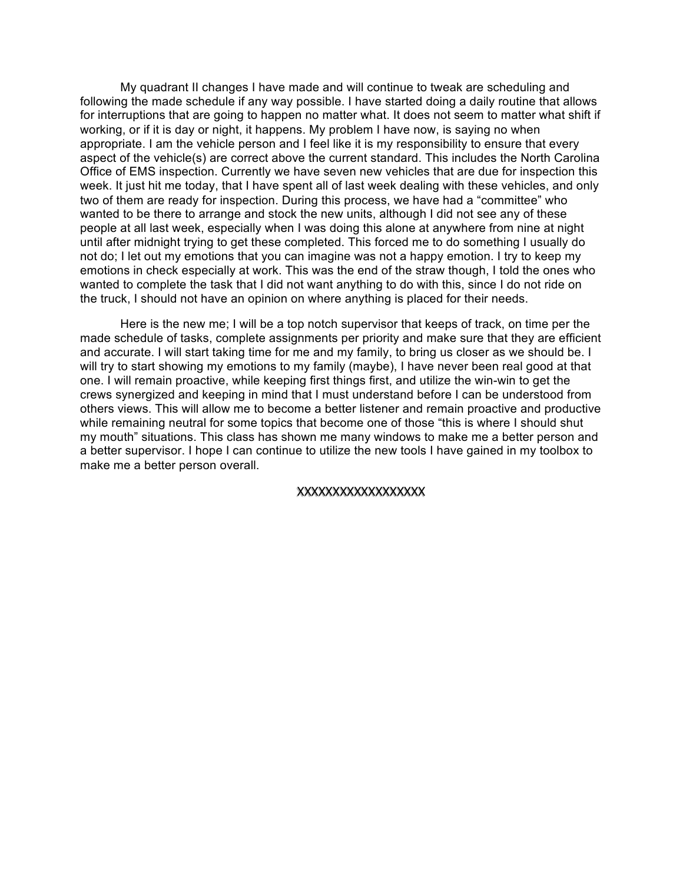My quadrant II changes I have made and will continue to tweak are scheduling and following the made schedule if any way possible. I have started doing a daily routine that allows for interruptions that are going to happen no matter what. It does not seem to matter what shift if working, or if it is day or night, it happens. My problem I have now, is saying no when appropriate. I am the vehicle person and I feel like it is my responsibility to ensure that every aspect of the vehicle(s) are correct above the current standard. This includes the North Carolina Office of EMS inspection. Currently we have seven new vehicles that are due for inspection this week. It just hit me today, that I have spent all of last week dealing with these vehicles, and only two of them are ready for inspection. During this process, we have had a "committee" who wanted to be there to arrange and stock the new units, although I did not see any of these people at all last week, especially when I was doing this alone at anywhere from nine at night until after midnight trying to get these completed. This forced me to do something I usually do not do; I let out my emotions that you can imagine was not a happy emotion. I try to keep my emotions in check especially at work. This was the end of the straw though, I told the ones who wanted to complete the task that I did not want anything to do with this, since I do not ride on the truck, I should not have an opinion on where anything is placed for their needs.

Here is the new me; I will be a top notch supervisor that keeps of track, on time per the made schedule of tasks, complete assignments per priority and make sure that they are efficient and accurate. I will start taking time for me and my family, to bring us closer as we should be. I will try to start showing my emotions to my family (maybe), I have never been real good at that one. I will remain proactive, while keeping first things first, and utilize the win-win to get the crews synergized and keeping in mind that I must understand before I can be understood from others views. This will allow me to become a better listener and remain proactive and productive while remaining neutral for some topics that become one of those "this is where I should shut my mouth" situations. This class has shown me many windows to make me a better person and a better supervisor. I hope I can continue to utilize the new tools I have gained in my toolbox to make me a better person overall.

XXXXXXXXXXXXXXXXX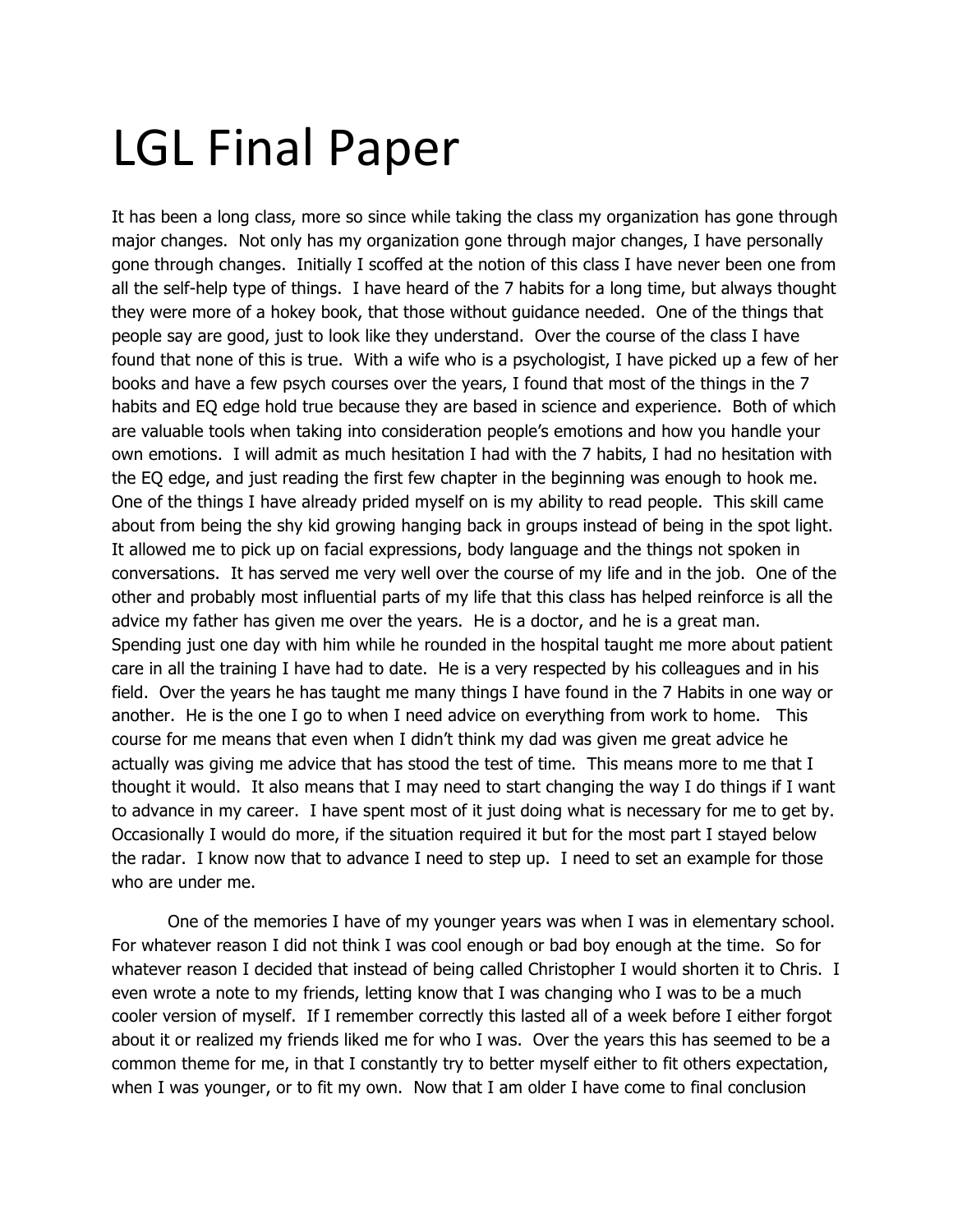# LGL Final Paper

It has been a long class, more so since while taking the class my organization has gone through major changes. Not only has my organization gone through major changes, I have personally gone through changes. Initially I scoffed at the notion of this class I have never been one from all the self-help type of things. I have heard of the 7 habits for a long time, but always thought they were more of a hokey book, that those without guidance needed. One of the things that people say are good, just to look like they understand. Over the course of the class I have found that none of this is true. With a wife who is a psychologist, I have picked up a few of her books and have a few psych courses over the years, I found that most of the things in the 7 habits and EQ edge hold true because they are based in science and experience. Both of which are valuable tools when taking into consideration people's emotions and how you handle your own emotions. I will admit as much hesitation I had with the 7 habits, I had no hesitation with the EQ edge, and just reading the first few chapter in the beginning was enough to hook me. One of the things I have already prided myself on is my ability to read people. This skill came about from being the shy kid growing hanging back in groups instead of being in the spot light. It allowed me to pick up on facial expressions, body language and the things not spoken in conversations. It has served me very well over the course of my life and in the job. One of the other and probably most influential parts of my life that this class has helped reinforce is all the advice my father has given me over the years. He is a doctor, and he is a great man. Spending just one day with him while he rounded in the hospital taught me more about patient care in all the training I have had to date. He is a very respected by his colleagues and in his field. Over the years he has taught me many things I have found in the 7 Habits in one way or another. He is the one I go to when I need advice on everything from work to home. This course for me means that even when I didn't think my dad was given me great advice he actually was giving me advice that has stood the test of time. This means more to me that I thought it would. It also means that I may need to start changing the way I do things if I want to advance in my career. I have spent most of it just doing what is necessary for me to get by. Occasionally I would do more, if the situation required it but for the most part I stayed below the radar. I know now that to advance I need to step up. I need to set an example for those who are under me.

One of the memories I have of my younger years was when I was in elementary school. For whatever reason I did not think I was cool enough or bad boy enough at the time. So for whatever reason I decided that instead of being called Christopher I would shorten it to Chris. I even wrote a note to my friends, letting know that I was changing who I was to be a much cooler version of myself. If I remember correctly this lasted all of a week before I either forgot about it or realized my friends liked me for who I was. Over the years this has seemed to be a common theme for me, in that I constantly try to better myself either to fit others expectation, when I was younger, or to fit my own. Now that I am older I have come to final conclusion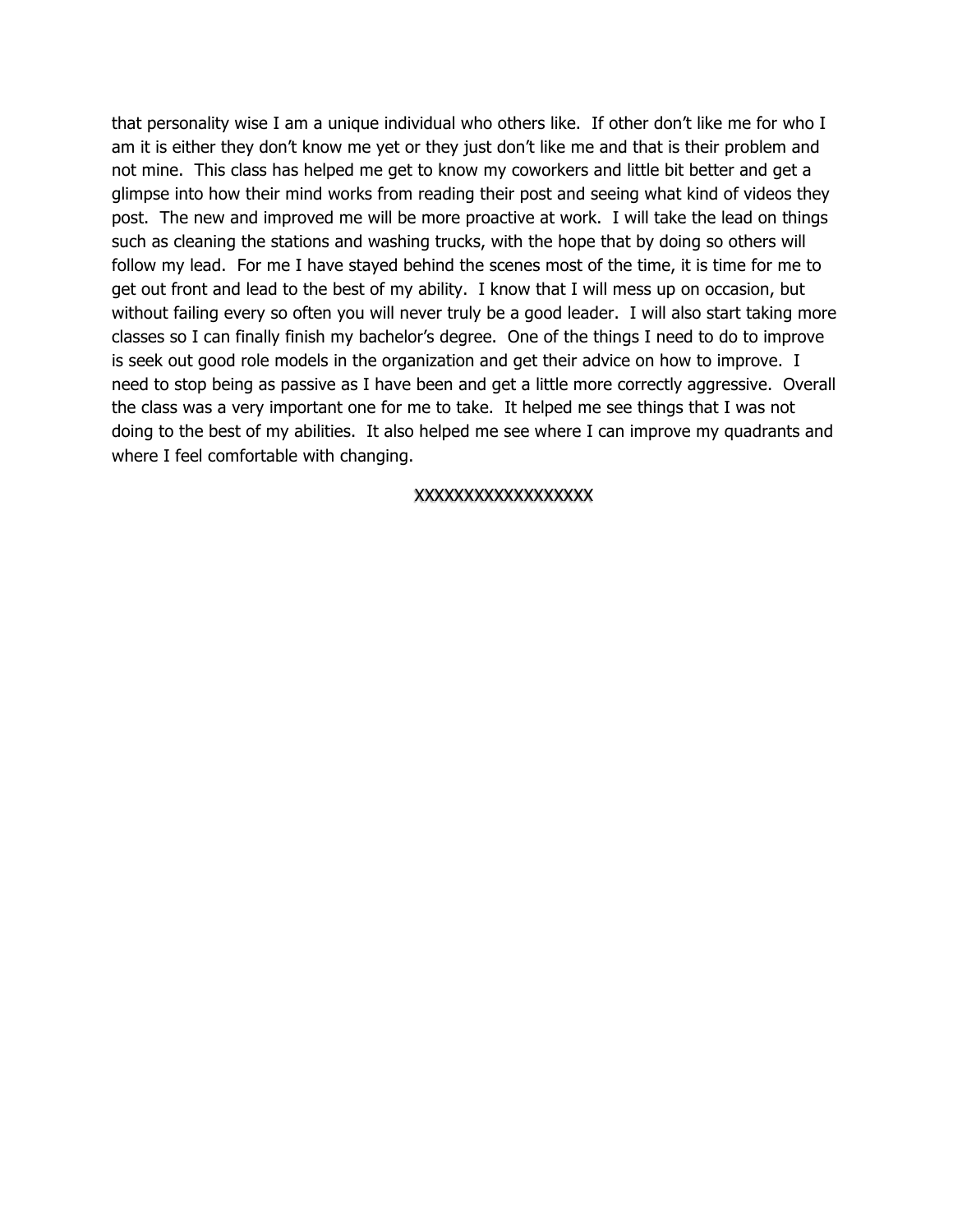that personality wise I am a unique individual who others like. If other don't like me for who I am it is either they don't know me yet or they just don't like me and that is their problem and not mine. This class has helped me get to know my coworkers and little bit better and get a glimpse into how their mind works from reading their post and seeing what kind of videos they post. The new and improved me will be more proactive at work. I will take the lead on things such as cleaning the stations and washing trucks, with the hope that by doing so others will follow my lead. For me I have stayed behind the scenes most of the time, it is time for me to get out front and lead to the best of my ability. I know that I will mess up on occasion, but without failing every so often you will never truly be a good leader. I will also start taking more classes so I can finally finish my bachelor's degree. One of the things I need to do to improve is seek out good role models in the organization and get their advice on how to improve. I need to stop being as passive as I have been and get a little more correctly aggressive. Overall the class was a very important one for me to take. It helped me see things that I was not doing to the best of my abilities. It also helped me see where I can improve my quadrants and where I feel comfortable with changing.

XXXXXXXXXXXXXXXXX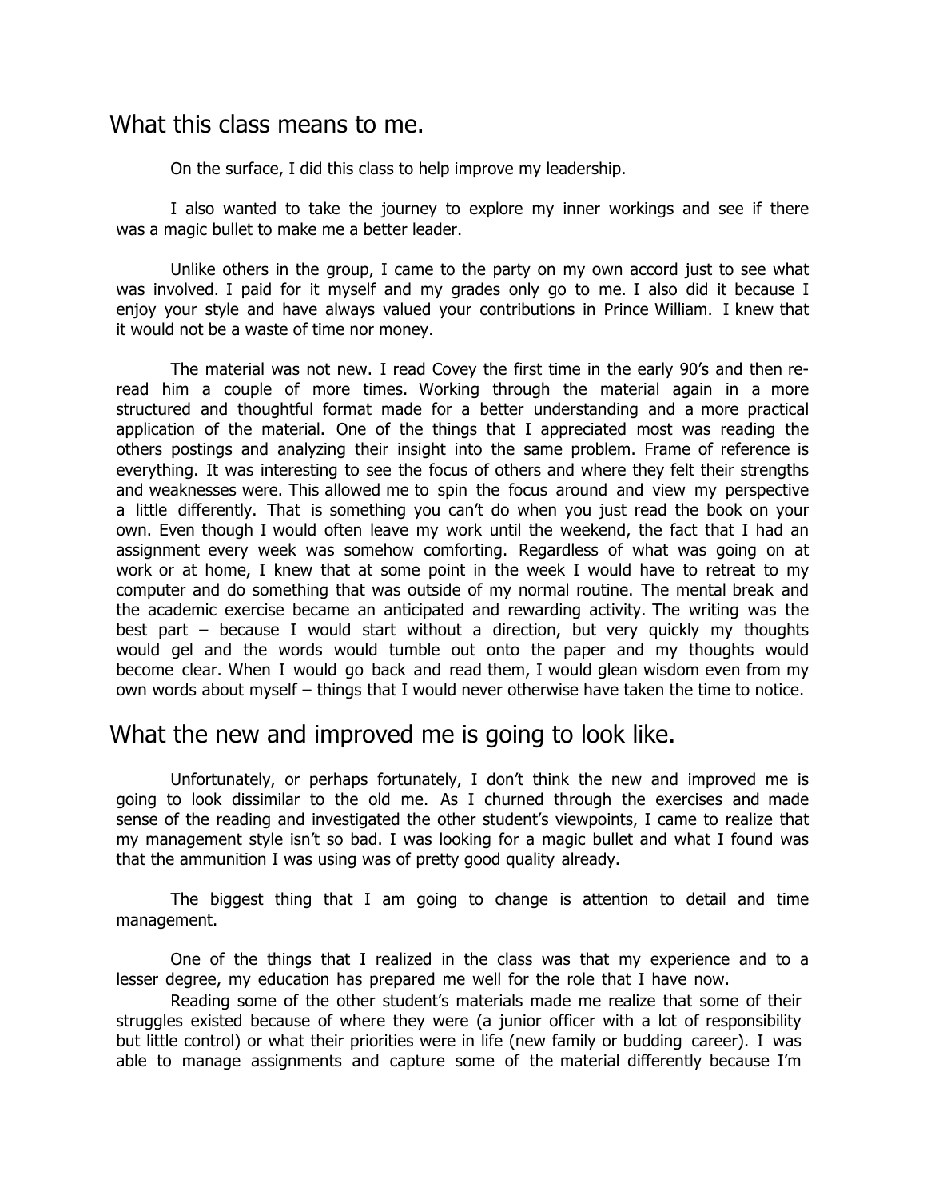## What this class means to me.

On the surface, I did this class to help improve my leadership.

I also wanted to take the journey to explore my inner workings and see if there was a magic bullet to make me a better leader.

Unlike others in the group, I came to the party on my own accord just to see what was involved. I paid for it myself and my grades only go to me. I also did it because I enjoy your style and have always valued your contributions in Prince William. I knew that it would not be a waste of time nor money.

The material was not new. I read Covey the first time in the early 90's and then re-read him a couple of more times. Working through the material again in a more structured and thoughtful format made for a better understanding and a more practical application of the material. One of the things that I appreciated most was reading the others postings and analyzing their insight into the same problem. Frame of reference is everything. It was interesting to see the focus of others and where they felt their strengths and weaknesses were. This allowed me to spin the focus around and view my perspective a little differently. That is something you can't do when you just read the book on your own. Even though I would often leave my work until the weekend, the fact that I had an assignment every week was somehow comforting. Regardless of what was going on at work or at home, I knew that at some point in the week I would have to retreat to my computer and do something that was outside of my normal routine. The mental break and the academic exercise became an anticipated and rewarding activity. The writing was the best part – because I would start without a direction, but very quickly my thoughts would gel and the words would tumble out onto the paper and my thoughts would become clear. When I would go back and read them, I would glean wisdom even from my own words about myself – things that I would never otherwise have taken the time to notice.

## What the new and improved me is going to look like.

Unfortunately, or perhaps fortunately, I don't think the new and improved me is going to look dissimilar to the old me. As I churned through the exercises and made sense of the reading and investigated the other student's viewpoints, I came to realize that my management style isn't so bad. I was looking for a magic bullet and what I found was that the ammunition I was using was of pretty good quality already.

The biggest thing that I am going to change is attention to detail and time management.

One of the things that I realized in the class was that my experience and to a lesser degree, my education has prepared me well for the role that I have now.

Reading some of the other student's materials made me realize that some of their struggles existed because of where they were (a junior officer with a lot of responsibility but little control) or what their priorities were in life (new family or budding career). I was able to manage assignments and capture some of the material differently because I'm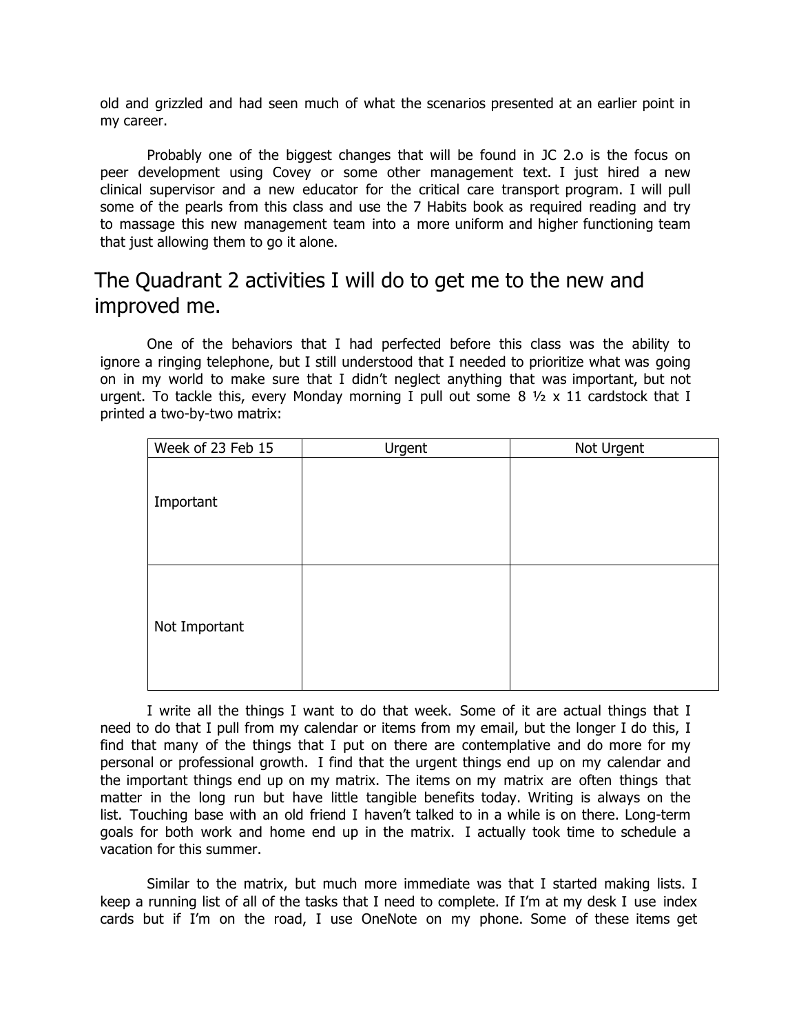old and grizzled and had seen much of what the scenarios presented at an earlier point in my career.

Probably one of the biggest changes that will be found in JC 2.o is the focus on peer development using Covey or some other management text. I just hired a new clinical supervisor and a new educator for the critical care transport program. I will pull some of the pearls from this class and use the 7 Habits book as required reading and try to massage this new management team into a more uniform and higher functioning team that just allowing them to go it alone.

## The Quadrant 2 activities I will do to get me to the new and improved me.

One of the behaviors that I had perfected before this class was the ability to ignore a ringing telephone, but I still understood that I needed to prioritize what was going on in my world to make sure that I didn't neglect anything that was important, but not urgent. To tackle this, every Monday morning I pull out some 8 ½ x 11 cardstock that I printed a two-by-two matrix:

| Week of 23 Feb 15 | Urgent | Not Urgent |
|---|---|---|
| Important | | |
| Not Important | | |

I write all the things I want to do that week. Some of it are actual things that I need to do that I pull from my calendar or items from my email, but the longer I do this, I find that many of the things that I put on there are contemplative and do more for my personal or professional growth. I find that the urgent things end up on my calendar and the important things end up on my matrix. The items on my matrix are often things that matter in the long run but have little tangible benefits today. Writing is always on the list. Touching base with an old friend I haven't talked to in a while is on there. Long-term goals for both work and home end up in the matrix. I actually took time to schedule a vacation for this summer.

Similar to the matrix, but much more immediate was that I started making lists. I keep a running list of all of the tasks that I need to complete. If I'm at my desk I use index cards but if I'm on the road, I use OneNote on my phone. Some of these items get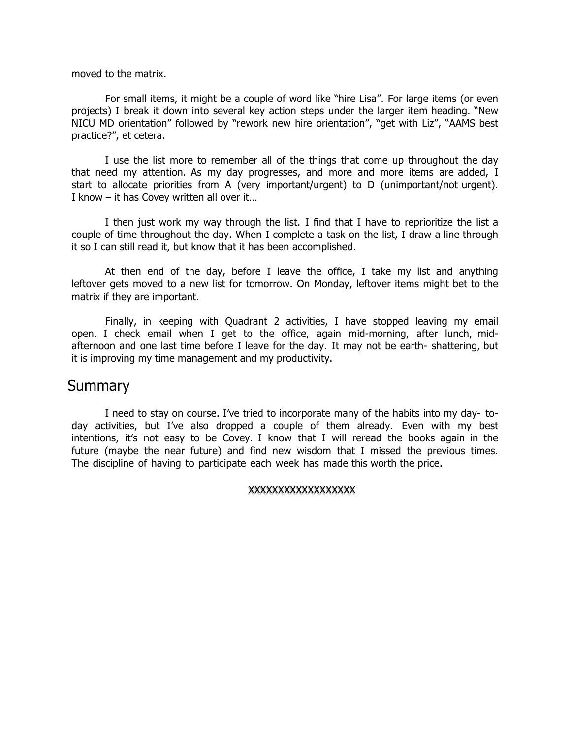moved to the matrix.

For small items, it might be a couple of word like "hire Lisa". For large items (or even projects) I break it down into several key action steps under the larger item heading. "New NICU MD orientation" followed by "rework new hire orientation", "get with Liz", "AAMS best practice?", et cetera.

I use the list more to remember all of the things that come up throughout the day that need my attention. As my day progresses, and more and more items are added, I start to allocate priorities from A (very important/urgent) to D (unimportant/not urgent). I know – it has Covey written all over it…

I then just work my way through the list. I find that I have to reprioritize the list a couple of time throughout the day. When I complete a task on the list, I draw a line through it so I can still read it, but know that it has been accomplished.

At then end of the day, before I leave the office, I take my list and anything leftover gets moved to a new list for tomorrow. On Monday, leftover items might bet to the matrix if they are important.

Finally, in keeping with Quadrant 2 activities, I have stopped leaving my email open. I check email when I get to the office, again mid-morning, after lunch, mid-afternoon and one last time before I leave for the day. It may not be earth- shattering, but it is improving my time management and my productivity.

## Summary

I need to stay on course. I've tried to incorporate many of the habits into my day- to-day activities, but I've also dropped a couple of them already. Even with my best intentions, it's not easy to be Covey. I know that I will reread the books again in the future (maybe the near future) and find new wisdom that I missed the previous times. The discipline of having to participate each week has made this worth the price.

XXXXXXXXXXXXXXXXX